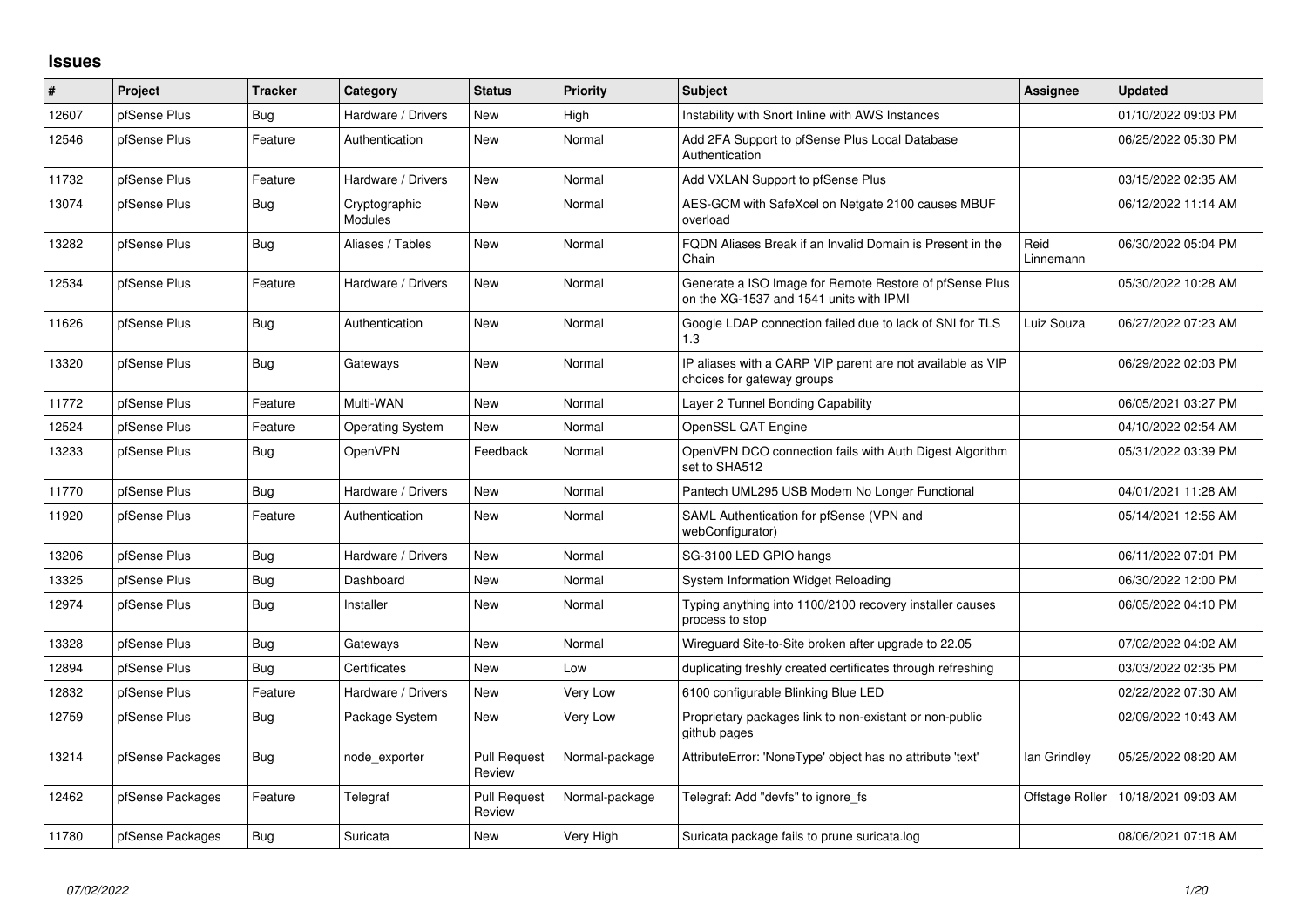# Issues

| # | Project | Tracker | Category | Status | Priority | Subject | Assignee | Updated |
|---|---|---|---|---|---|---|---|---|
| 12607 | pfSense Plus | Bug | Hardware / Drivers | New | High | Instability with Snort Inline with AWS Instances | | 01/10/2022 09:03 PM |
| 12546 | pfSense Plus | Feature | Authentication | New | Normal | Add 2FA Support to pfSense Plus Local Database Authentication | | 06/25/2022 05:30 PM |
| 11732 | pfSense Plus | Feature | Hardware / Drivers | New | Normal | Add VXLAN Support to pfSense Plus | | 03/15/2022 02:35 AM |
| 13074 | pfSense Plus | Bug | Cryptographic Modules | New | Normal | AES-GCM with SafeXcel on Netgate 2100 causes MBUF overload | | 06/12/2022 11:14 AM |
| 13282 | pfSense Plus | Bug | Aliases / Tables | New | Normal | FQDN Aliases Break if an Invalid Domain is Present in the Chain | Reid Linnemann | 06/30/2022 05:04 PM |
| 12534 | pfSense Plus | Feature | Hardware / Drivers | New | Normal | Generate a ISO Image for Remote Restore of pfSense Plus on the XG-1537 and 1541 units with IPMI | | 05/30/2022 10:28 AM |
| 11626 | pfSense Plus | Bug | Authentication | New | Normal | Google LDAP connection failed due to lack of SNI for TLS 1.3 | Luiz Souza | 06/27/2022 07:23 AM |
| 13320 | pfSense Plus | Bug | Gateways | New | Normal | IP aliases with a CARP VIP parent are not available as VIP choices for gateway groups | | 06/29/2022 02:03 PM |
| 11772 | pfSense Plus | Feature | Multi-WAN | New | Normal | Layer 2 Tunnel Bonding Capability | | 06/05/2021 03:27 PM |
| 12524 | pfSense Plus | Feature | Operating System | New | Normal | OpenSSL QAT Engine | | 04/10/2022 02:54 AM |
| 13233 | pfSense Plus | Bug | OpenVPN | Feedback | Normal | OpenVPN DCO connection fails with Auth Digest Algorithm set to SHA512 | | 05/31/2022 03:39 PM |
| 11770 | pfSense Plus | Bug | Hardware / Drivers | New | Normal | Pantech UML295 USB Modem No Longer Functional | | 04/01/2021 11:28 AM |
| 11920 | pfSense Plus | Feature | Authentication | New | Normal | SAML Authentication for pfSense (VPN and webConfigurator) | | 05/14/2021 12:56 AM |
| 13206 | pfSense Plus | Bug | Hardware / Drivers | New | Normal | SG-3100 LED GPIO hangs | | 06/11/2022 07:01 PM |
| 13325 | pfSense Plus | Bug | Dashboard | New | Normal | System Information Widget Reloading | | 06/30/2022 12:00 PM |
| 12974 | pfSense Plus | Bug | Installer | New | Normal | Typing anything into 1100/2100 recovery installer causes process to stop | | 06/05/2022 04:10 PM |
| 13328 | pfSense Plus | Bug | Gateways | New | Normal | Wireguard Site-to-Site broken after upgrade to 22.05 | | 07/02/2022 04:02 AM |
| 12894 | pfSense Plus | Bug | Certificates | New | Low | duplicating freshly created certificates through refreshing | | 03/03/2022 02:35 PM |
| 12832 | pfSense Plus | Feature | Hardware / Drivers | New | Very Low | 6100 configurable Blinking Blue LED | | 02/22/2022 07:30 AM |
| 12759 | pfSense Plus | Bug | Package System | New | Very Low | Proprietary packages link to non-existant or non-public github pages | | 02/09/2022 10:43 AM |
| 13214 | pfSense Packages | Bug | node_exporter | Pull Request Review | Normal-package | AttributeError: 'NoneType' object has no attribute 'text' | Ian Grindley | 05/25/2022 08:20 AM |
| 12462 | pfSense Packages | Feature | Telegraf | Pull Request Review | Normal-package | Telegraf: Add "devfs" to ignore_fs | Offstage Roller | 10/18/2021 09:03 AM |
| 11780 | pfSense Packages | Bug | Suricata | New | Very High | Suricata package fails to prune suricata.log | | 08/06/2021 07:18 AM |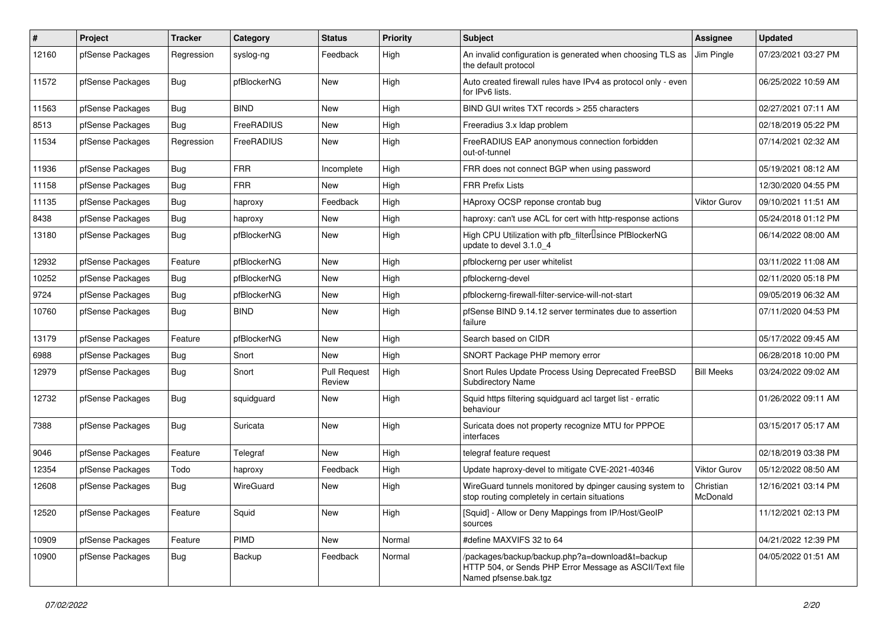| # | Project | Tracker | Category | Status | Priority | Subject | Assignee | Updated |
|---|---|---|---|---|---|---|---|---|
| 12160 | pfSense Packages | Regression | syslog-ng | Feedback | High | An invalid configuration is generated when choosing TLS as the default protocol | Jim Pingle | 07/23/2021 03:27 PM |
| 11572 | pfSense Packages | Bug | pfBlockerNG | New | High | Auto created firewall rules have IPv4 as protocol only - even for IPv6 lists. | | 06/25/2022 10:59 AM |
| 11563 | pfSense Packages | Bug | BIND | New | High | BIND GUI writes TXT records > 255 characters | | 02/27/2021 07:11 AM |
| 8513 | pfSense Packages | Bug | FreeRADIUS | New | High | Freeradius 3.x ldap problem | | 02/18/2019 05:22 PM |
| 11534 | pfSense Packages | Regression | FreeRADIUS | New | High | FreeRADIUS EAP anonymous connection forbidden out-of-tunnel | | 07/14/2021 02:32 AM |
| 11936 | pfSense Packages | Bug | FRR | Incomplete | High | FRR does not connect BGP when using password | | 05/19/2021 08:12 AM |
| 11158 | pfSense Packages | Bug | FRR | New | High | FRR Prefix Lists | | 12/30/2020 04:55 PM |
| 11135 | pfSense Packages | Bug | haproxy | Feedback | High | HAproxy OCSP reponse crontab bug | Viktor Gurov | 09/10/2021 11:51 AM |
| 8438 | pfSense Packages | Bug | haproxy | New | High | haproxy: can't use ACL for cert with http-response actions | | 05/24/2018 01:12 PM |
| 13180 | pfSense Packages | Bug | pfBlockerNG | New | High | High CPU Utilization with pfb_filter since PfBlockerNG update to devel 3.1.0_4 | | 06/14/2022 08:00 AM |
| 12932 | pfSense Packages | Feature | pfBlockerNG | New | High | pfblockerng per user whitelist | | 03/11/2022 11:08 AM |
| 10252 | pfSense Packages | Bug | pfBlockerNG | New | High | pfblockerng-devel | | 02/11/2020 05:18 PM |
| 9724 | pfSense Packages | Bug | pfBlockerNG | New | High | pfblockerng-firewall-filter-service-will-not-start | | 09/05/2019 06:32 AM |
| 10760 | pfSense Packages | Bug | BIND | New | High | pfSense BIND 9.14.12 server terminates due to assertion failure | | 07/11/2020 04:53 PM |
| 13179 | pfSense Packages | Feature | pfBlockerNG | New | High | Search based on CIDR | | 05/17/2022 09:45 AM |
| 6988 | pfSense Packages | Bug | Snort | New | High | SNORT Package PHP memory error | | 06/28/2018 10:00 PM |
| 12979 | pfSense Packages | Bug | Snort | Pull Request Review | High | Snort Rules Update Process Using Deprecated FreeBSD Subdirectory Name | Bill Meeks | 03/24/2022 09:02 AM |
| 12732 | pfSense Packages | Bug | squidguard | New | High | Squid https filtering squidguard acl target list - erratic behaviour | | 01/26/2022 09:11 AM |
| 7388 | pfSense Packages | Bug | Suricata | New | High | Suricata does not property recognize MTU for PPPOE interfaces | | 03/15/2017 05:17 AM |
| 9046 | pfSense Packages | Feature | Telegraf | New | High | telegraf feature request | | 02/18/2019 03:38 PM |
| 12354 | pfSense Packages | Todo | haproxy | Feedback | High | Update haproxy-devel to mitigate CVE-2021-40346 | Viktor Gurov | 05/12/2022 08:50 AM |
| 12608 | pfSense Packages | Bug | WireGuard | New | High | WireGuard tunnels monitored by dpinger causing system to stop routing completely in certain situations | Christian McDonald | 12/16/2021 03:14 PM |
| 12520 | pfSense Packages | Feature | Squid | New | High | [Squid] - Allow or Deny Mappings from IP/Host/GeoIP sources | | 11/12/2021 02:13 PM |
| 10909 | pfSense Packages | Feature | PIMD | New | Normal | #define MAXVIFS 32 to 64 | | 04/21/2022 12:39 PM |
| 10900 | pfSense Packages | Bug | Backup | Feedback | Normal | /packages/backup/backup.php?a=download&t=backup HTTP 504, or Sends PHP Error Message as ASCII/Text file Named pfsense.bak.tgz | | 04/05/2022 01:51 AM |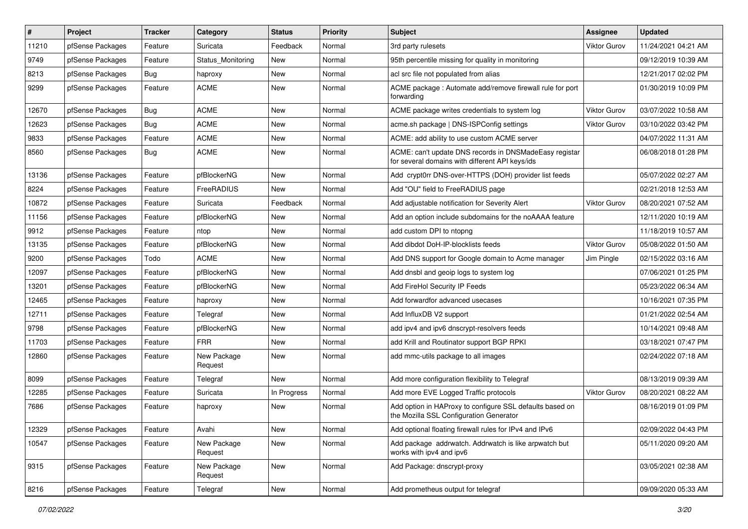| # | Project | Tracker | Category | Status | Priority | Subject | Assignee | Updated |
|---|---|---|---|---|---|---|---|---|
| 11210 | pfSense Packages | Feature | Suricata | Feedback | Normal | 3rd party rulesets | Viktor Gurov | 11/24/2021 04:21 AM |
| 9749 | pfSense Packages | Feature | Status_Monitoring | New | Normal | 95th percentile missing for quality in monitoring | | 09/12/2019 10:39 AM |
| 8213 | pfSense Packages | Bug | haproxy | New | Normal | acl src file not populated from alias | | 12/21/2017 02:02 PM |
| 9299 | pfSense Packages | Feature | ACME | New | Normal | ACME package : Automate add/remove firewall rule for port forwarding | | 01/30/2019 10:09 PM |
| 12670 | pfSense Packages | Bug | ACME | New | Normal | ACME package writes credentials to system log | Viktor Gurov | 03/07/2022 10:58 AM |
| 12623 | pfSense Packages | Bug | ACME | New | Normal | acme.sh package \| DNS-ISPConfig settings | Viktor Gurov | 03/10/2022 03:42 PM |
| 9833 | pfSense Packages | Feature | ACME | New | Normal | ACME: add ability to use custom ACME server | | 04/07/2022 11:31 AM |
| 8560 | pfSense Packages | Bug | ACME | New | Normal | ACME: can't update DNS records in DNSMadeEasy registar for several domains with different API keys/ids | | 06/08/2018 01:28 PM |
| 13136 | pfSense Packages | Feature | pfBlockerNG | New | Normal | Add crypt0rr DNS-over-HTTPS (DOH) provider list feeds | | 05/07/2022 02:27 AM |
| 8224 | pfSense Packages | Feature | FreeRADIUS | New | Normal | Add "OU" field to FreeRADIUS page | | 02/21/2018 12:53 AM |
| 10872 | pfSense Packages | Feature | Suricata | Feedback | Normal | Add adjustable notification for Severity Alert | Viktor Gurov | 08/20/2021 07:52 AM |
| 11156 | pfSense Packages | Feature | pfBlockerNG | New | Normal | Add an option include subdomains for the noAAAA feature | | 12/11/2020 10:19 AM |
| 9912 | pfSense Packages | Feature | ntop | New | Normal | add custom DPI to ntopng | | 11/18/2019 10:57 AM |
| 13135 | pfSense Packages | Feature | pfBlockerNG | New | Normal | Add dibdot DoH-IP-blocklists feeds | Viktor Gurov | 05/08/2022 01:50 AM |
| 9200 | pfSense Packages | Todo | ACME | New | Normal | Add DNS support for Google domain to Acme manager | Jim Pingle | 02/15/2022 03:16 AM |
| 12097 | pfSense Packages | Feature | pfBlockerNG | New | Normal | Add dnsbl and geoip logs to system log | | 07/06/2021 01:25 PM |
| 13201 | pfSense Packages | Feature | pfBlockerNG | New | Normal | Add FireHol Security IP Feeds | | 05/23/2022 06:34 AM |
| 12465 | pfSense Packages | Feature | haproxy | New | Normal | Add forwardfor advanced usecases | | 10/16/2021 07:35 PM |
| 12711 | pfSense Packages | Feature | Telegraf | New | Normal | Add InfluxDB V2 support | | 01/21/2022 02:54 AM |
| 9798 | pfSense Packages | Feature | pfBlockerNG | New | Normal | add ipv4 and ipv6 dnscrypt-resolvers feeds | | 10/14/2021 09:48 AM |
| 11703 | pfSense Packages | Feature | FRR | New | Normal | add Krill and Routinator support BGP RPKI | | 03/18/2021 07:47 PM |
| 12860 | pfSense Packages | Feature | New Package Request | New | Normal | add mmc-utils package to all images | | 02/24/2022 07:18 AM |
| 8099 | pfSense Packages | Feature | Telegraf | New | Normal | Add more configuration flexibility to Telegraf | | 08/13/2019 09:39 AM |
| 12285 | pfSense Packages | Feature | Suricata | In Progress | Normal | Add more EVE Logged Traffic protocols | Viktor Gurov | 08/20/2021 08:22 AM |
| 7686 | pfSense Packages | Feature | haproxy | New | Normal | Add option in HAProxy to configure SSL defaults based on the Mozilla SSL Configuration Generator | | 08/16/2019 01:09 PM |
| 12329 | pfSense Packages | Feature | Avahi | New | Normal | Add optional floating firewall rules for IPv4 and IPv6 | | 02/09/2022 04:43 PM |
| 10547 | pfSense Packages | Feature | New Package Request | New | Normal | Add package addrwatch. Addrwatch is like arpwatch but works with ipv4 and ipv6 | | 05/11/2020 09:20 AM |
| 9315 | pfSense Packages | Feature | New Package Request | New | Normal | Add Package: dnscrypt-proxy | | 03/05/2021 02:38 AM |
| 8216 | pfSense Packages | Feature | Telegraf | New | Normal | Add prometheus output for telegraf | | 09/09/2020 05:33 AM |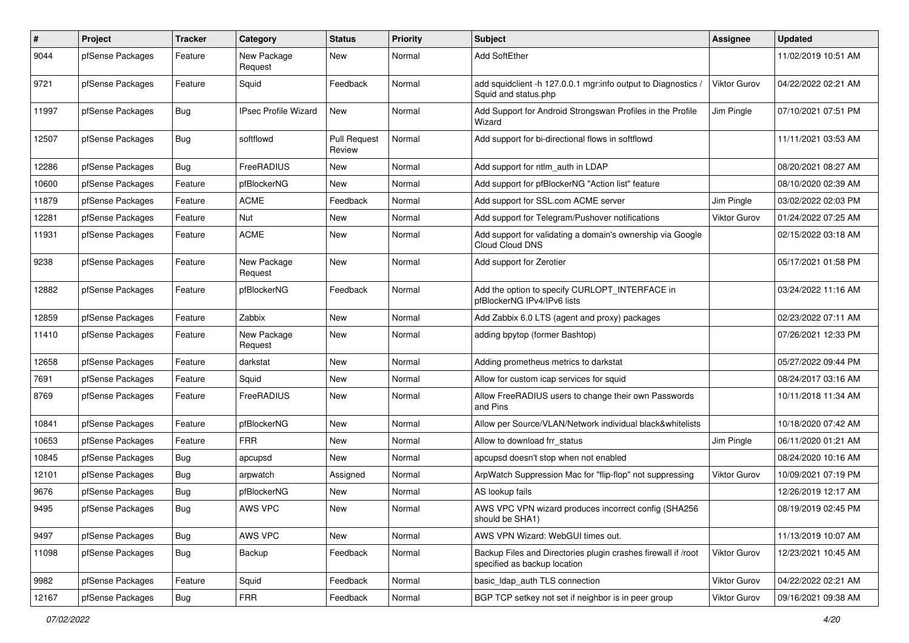| # | Project | Tracker | Category | Status | Priority | Subject | Assignee | Updated |
|---|---|---|---|---|---|---|---|---|
| 9044 | pfSense Packages | Feature | New Package Request | New | Normal | Add SoftEther | | 11/02/2019 10:51 AM |
| 9721 | pfSense Packages | Feature | Squid | Feedback | Normal | add squidclient -h 127.0.0.1 mgr:info output to Diagnostics / Squid and status.php | Viktor Gurov | 04/22/2022 02:21 AM |
| 11997 | pfSense Packages | Bug | IPsec Profile Wizard | New | Normal | Add Support for Android Strongswan Profiles in the Profile Wizard | Jim Pingle | 07/10/2021 07:51 PM |
| 12507 | pfSense Packages | Bug | softflowd | Pull Request Review | Normal | Add support for bi-directional flows in softflowd | | 11/11/2021 03:53 AM |
| 12286 | pfSense Packages | Bug | FreeRADIUS | New | Normal | Add support for ntlm_auth in LDAP | | 08/20/2021 08:27 AM |
| 10600 | pfSense Packages | Feature | pfBlockerNG | New | Normal | Add support for pfBlockerNG "Action list" feature | | 08/10/2020 02:39 AM |
| 11879 | pfSense Packages | Feature | ACME | Feedback | Normal | Add support for SSL.com ACME server | Jim Pingle | 03/02/2022 02:03 PM |
| 12281 | pfSense Packages | Feature | Nut | New | Normal | Add support for Telegram/Pushover notifications | Viktor Gurov | 01/24/2022 07:25 AM |
| 11931 | pfSense Packages | Feature | ACME | New | Normal | Add support for validating a domain's ownership via Google Cloud Cloud DNS | | 02/15/2022 03:18 AM |
| 9238 | pfSense Packages | Feature | New Package Request | New | Normal | Add support for Zerotier | | 05/17/2021 01:58 PM |
| 12882 | pfSense Packages | Feature | pfBlockerNG | Feedback | Normal | Add the option to specify CURLOPT_INTERFACE in pfBlockerNG IPv4/IPv6 lists | | 03/24/2022 11:16 AM |
| 12859 | pfSense Packages | Feature | Zabbix | New | Normal | Add Zabbix 6.0 LTS (agent and proxy) packages | | 02/23/2022 07:11 AM |
| 11410 | pfSense Packages | Feature | New Package Request | New | Normal | adding bpytop (former Bashtop) | | 07/26/2021 12:33 PM |
| 12658 | pfSense Packages | Feature | darkstat | New | Normal | Adding prometheus metrics to darkstat | | 05/27/2022 09:44 PM |
| 7691 | pfSense Packages | Feature | Squid | New | Normal | Allow for custom icap services for squid | | 08/24/2017 03:16 AM |
| 8769 | pfSense Packages | Feature | FreeRADIUS | New | Normal | Allow FreeRADIUS users to change their own Passwords and Pins | | 10/11/2018 11:34 AM |
| 10841 | pfSense Packages | Feature | pfBlockerNG | New | Normal | Allow per Source/VLAN/Network individual black&whitelists | | 10/18/2020 07:42 AM |
| 10653 | pfSense Packages | Feature | FRR | New | Normal | Allow to download frr_status | Jim Pingle | 06/11/2020 01:21 AM |
| 10845 | pfSense Packages | Bug | apcupsd | New | Normal | apcupsd doesn't stop when not enabled | | 08/24/2020 10:16 AM |
| 12101 | pfSense Packages | Bug | arpwatch | Assigned | Normal | ArpWatch Suppression Mac for "flip-flop" not suppressing | Viktor Gurov | 10/09/2021 07:19 PM |
| 9676 | pfSense Packages | Bug | pfBlockerNG | New | Normal | AS lookup fails | | 12/26/2019 12:17 AM |
| 9495 | pfSense Packages | Bug | AWS VPC | New | Normal | AWS VPC VPN wizard produces incorrect config (SHA256 should be SHA1) | | 08/19/2019 02:45 PM |
| 9497 | pfSense Packages | Bug | AWS VPC | New | Normal | AWS VPN Wizard: WebGUI times out. | | 11/13/2019 10:07 AM |
| 11098 | pfSense Packages | Bug | Backup | Feedback | Normal | Backup Files and Directories plugin crashes firewall if /root specified as backup location | Viktor Gurov | 12/23/2021 10:45 AM |
| 9982 | pfSense Packages | Feature | Squid | Feedback | Normal | basic_ldap_auth TLS connection | Viktor Gurov | 04/22/2022 02:21 AM |
| 12167 | pfSense Packages | Bug | FRR | Feedback | Normal | BGP TCP setkey not set if neighbor is in peer group | Viktor Gurov | 09/16/2021 09:38 AM |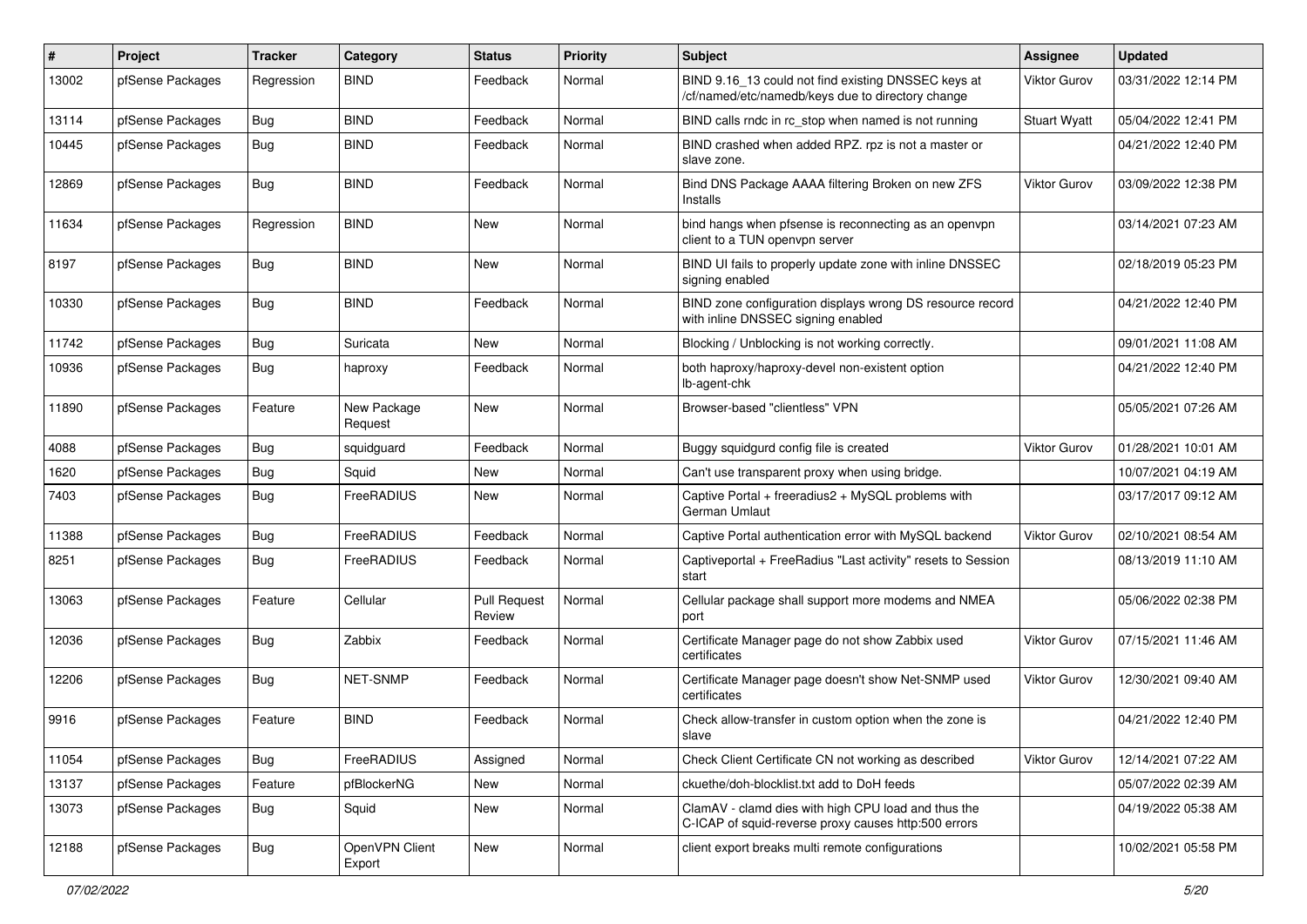| # | Project | Tracker | Category | Status | Priority | Subject | Assignee | Updated |
|---|---|---|---|---|---|---|---|---|
| 13002 | pfSense Packages | Regression | BIND | Feedback | Normal | BIND 9.16_13 could not find existing DNSSEC keys at /cf/named/etc/namedb/keys due to directory change | Viktor Gurov | 03/31/2022 12:14 PM |
| 13114 | pfSense Packages | Bug | BIND | Feedback | Normal | BIND calls rndc in rc_stop when named is not running | Stuart Wyatt | 05/04/2022 12:41 PM |
| 10445 | pfSense Packages | Bug | BIND | Feedback | Normal | BIND crashed when added RPZ. rpz is not a master or slave zone. | | 04/21/2022 12:40 PM |
| 12869 | pfSense Packages | Bug | BIND | Feedback | Normal | Bind DNS Package AAAA filtering Broken on new ZFS Installs | Viktor Gurov | 03/09/2022 12:38 PM |
| 11634 | pfSense Packages | Regression | BIND | New | Normal | bind hangs when pfsense is reconnecting as an openvpn client to a TUN openvpn server | | 03/14/2021 07:23 AM |
| 8197 | pfSense Packages | Bug | BIND | New | Normal | BIND UI fails to properly update zone with inline DNSSEC signing enabled | | 02/18/2019 05:23 PM |
| 10330 | pfSense Packages | Bug | BIND | Feedback | Normal | BIND zone configuration displays wrong DS resource record with inline DNSSEC signing enabled | | 04/21/2022 12:40 PM |
| 11742 | pfSense Packages | Bug | Suricata | New | Normal | Blocking / Unblocking is not working correctly. | | 09/01/2021 11:08 AM |
| 10936 | pfSense Packages | Bug | haproxy | Feedback | Normal | both haproxy/haproxy-devel non-existent option lb-agent-chk | | 04/21/2022 12:40 PM |
| 11890 | pfSense Packages | Feature | New Package Request | New | Normal | Browser-based "clientless" VPN | | 05/05/2021 07:26 AM |
| 4088 | pfSense Packages | Bug | squidguard | Feedback | Normal | Buggy squidgurd config file is created | Viktor Gurov | 01/28/2021 10:01 AM |
| 1620 | pfSense Packages | Bug | Squid | New | Normal | Can't use transparent proxy when using bridge. | | 10/07/2021 04:19 AM |
| 7403 | pfSense Packages | Bug | FreeRADIUS | New | Normal | Captive Portal + freeradius2 + MySQL problems with German Umlaut | | 03/17/2017 09:12 AM |
| 11388 | pfSense Packages | Bug | FreeRADIUS | Feedback | Normal | Captive Portal authentication error with MySQL backend | Viktor Gurov | 02/10/2021 08:54 AM |
| 8251 | pfSense Packages | Bug | FreeRADIUS | Feedback | Normal | Captiveportal + FreeRadius "Last activity" resets to Session start | | 08/13/2019 11:10 AM |
| 13063 | pfSense Packages | Feature | Cellular | Pull Request Review | Normal | Cellular package shall support more modems and NMEA port | | 05/06/2022 02:38 PM |
| 12036 | pfSense Packages | Bug | Zabbix | Feedback | Normal | Certificate Manager page do not show Zabbix used certificates | Viktor Gurov | 07/15/2021 11:46 AM |
| 12206 | pfSense Packages | Bug | NET-SNMP | Feedback | Normal | Certificate Manager page doesn't show Net-SNMP used certificates | Viktor Gurov | 12/30/2021 09:40 AM |
| 9916 | pfSense Packages | Feature | BIND | Feedback | Normal | Check allow-transfer in custom option when the zone is slave | | 04/21/2022 12:40 PM |
| 11054 | pfSense Packages | Bug | FreeRADIUS | Assigned | Normal | Check Client Certificate CN not working as described | Viktor Gurov | 12/14/2021 07:22 AM |
| 13137 | pfSense Packages | Feature | pfBlockerNG | New | Normal | ckuethe/doh-blocklist.txt add to DoH feeds | | 05/07/2022 02:39 AM |
| 13073 | pfSense Packages | Bug | Squid | New | Normal | ClamAV - clamd dies with high CPU load and thus the C-ICAP of squid-reverse proxy causes http:500 errors | | 04/19/2022 05:38 AM |
| 12188 | pfSense Packages | Bug | OpenVPN Client Export | New | Normal | client export breaks multi remote configurations | | 10/02/2021 05:58 PM |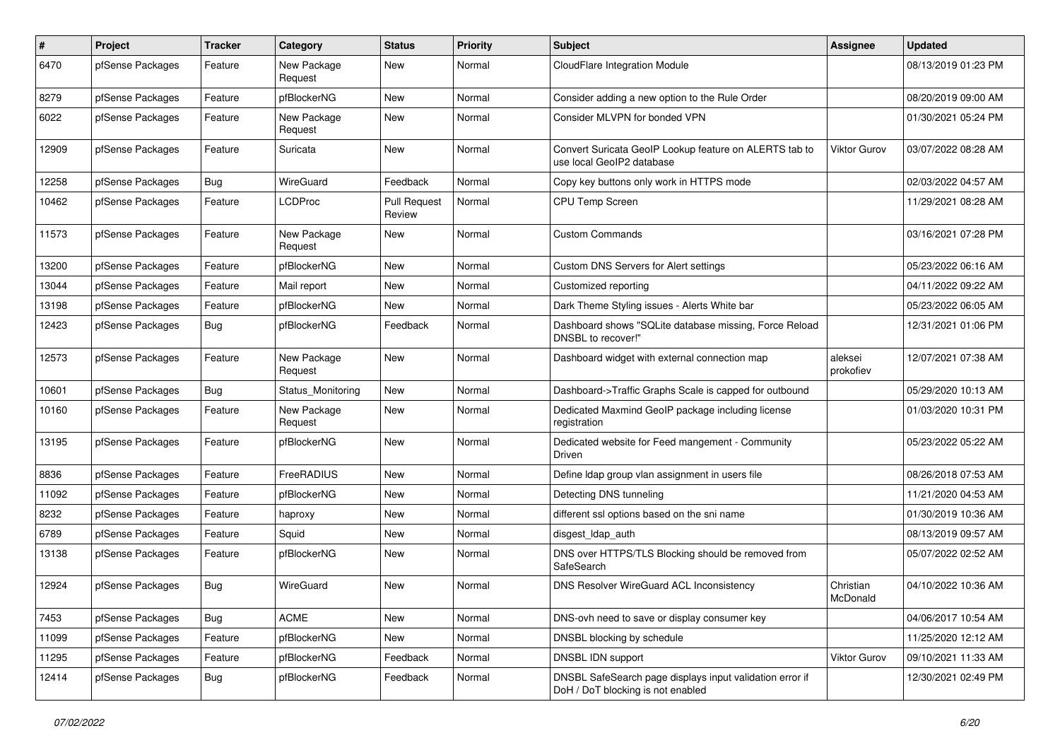| # | Project | Tracker | Category | Status | Priority | Subject | Assignee | Updated |
|---|---|---|---|---|---|---|---|---|
| 6470 | pfSense Packages | Feature | New Package Request | New | Normal | CloudFlare Integration Module | | 08/13/2019 01:23 PM |
| 8279 | pfSense Packages | Feature | pfBlockerNG | New | Normal | Consider adding a new option to the Rule Order | | 08/20/2019 09:00 AM |
| 6022 | pfSense Packages | Feature | New Package Request | New | Normal | Consider MLVPN for bonded VPN | | 01/30/2021 05:24 PM |
| 12909 | pfSense Packages | Feature | Suricata | New | Normal | Convert Suricata GeoIP Lookup feature on ALERTS tab to use local GeoIP2 database | Viktor Gurov | 03/07/2022 08:28 AM |
| 12258 | pfSense Packages | Bug | WireGuard | Feedback | Normal | Copy key buttons only work in HTTPS mode | | 02/03/2022 04:57 AM |
| 10462 | pfSense Packages | Feature | LCDProc | Pull Request Review | Normal | CPU Temp Screen | | 11/29/2021 08:28 AM |
| 11573 | pfSense Packages | Feature | New Package Request | New | Normal | Custom Commands | | 03/16/2021 07:28 PM |
| 13200 | pfSense Packages | Feature | pfBlockerNG | New | Normal | Custom DNS Servers for Alert settings | | 05/23/2022 06:16 AM |
| 13044 | pfSense Packages | Feature | Mail report | New | Normal | Customized reporting | | 04/11/2022 09:22 AM |
| 13198 | pfSense Packages | Feature | pfBlockerNG | New | Normal | Dark Theme Styling issues - Alerts White bar | | 05/23/2022 06:05 AM |
| 12423 | pfSense Packages | Bug | pfBlockerNG | Feedback | Normal | Dashboard shows "SQLite database missing, Force Reload DNSBL to recover!" | | 12/31/2021 01:06 PM |
| 12573 | pfSense Packages | Feature | New Package Request | New | Normal | Dashboard widget with external connection map | aleksei prokofiev | 12/07/2021 07:38 AM |
| 10601 | pfSense Packages | Bug | Status_Monitoring | New | Normal | Dashboard->Traffic Graphs Scale is capped for outbound | | 05/29/2020 10:13 AM |
| 10160 | pfSense Packages | Feature | New Package Request | New | Normal | Dedicated Maxmind GeoIP package including license registration | | 01/03/2020 10:31 PM |
| 13195 | pfSense Packages | Feature | pfBlockerNG | New | Normal | Dedicated website for Feed mangement - Community Driven | | 05/23/2022 05:22 AM |
| 8836 | pfSense Packages | Feature | FreeRADIUS | New | Normal | Define ldap group vlan assignment in users file | | 08/26/2018 07:53 AM |
| 11092 | pfSense Packages | Feature | pfBlockerNG | New | Normal | Detecting DNS tunneling | | 11/21/2020 04:53 AM |
| 8232 | pfSense Packages | Feature | haproxy | New | Normal | different ssl options based on the sni name | | 01/30/2019 10:36 AM |
| 6789 | pfSense Packages | Feature | Squid | New | Normal | disgest_ldap_auth | | 08/13/2019 09:57 AM |
| 13138 | pfSense Packages | Feature | pfBlockerNG | New | Normal | DNS over HTTPS/TLS Blocking should be removed from SafeSearch | | 05/07/2022 02:52 AM |
| 12924 | pfSense Packages | Bug | WireGuard | New | Normal | DNS Resolver WireGuard ACL Inconsistency | Christian McDonald | 04/10/2022 10:36 AM |
| 7453 | pfSense Packages | Bug | ACME | New | Normal | DNS-ovh need to save or display consumer key | | 04/06/2017 10:54 AM |
| 11099 | pfSense Packages | Feature | pfBlockerNG | New | Normal | DNSBL blocking by schedule | | 11/25/2020 12:12 AM |
| 11295 | pfSense Packages | Feature | pfBlockerNG | Feedback | Normal | DNSBL IDN support | Viktor Gurov | 09/10/2021 11:33 AM |
| 12414 | pfSense Packages | Bug | pfBlockerNG | Feedback | Normal | DNSBL SafeSearch page displays input validation error if DoH / DoT blocking is not enabled | | 12/30/2021 02:49 PM |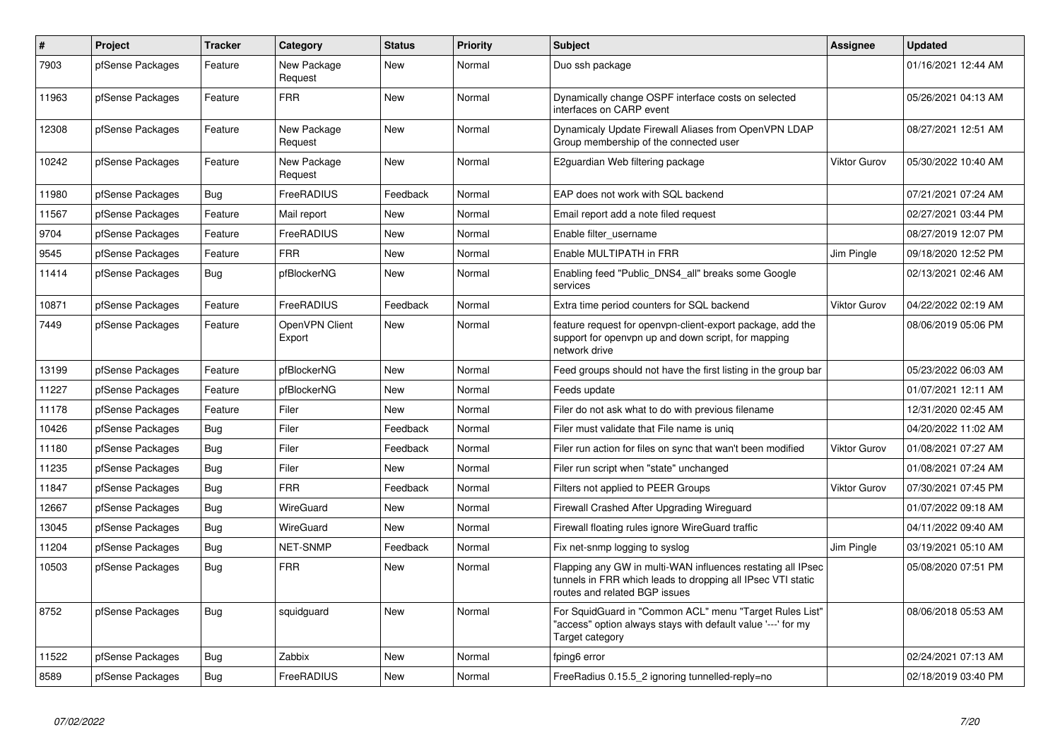| # | Project | Tracker | Category | Status | Priority | Subject | Assignee | Updated |
|---|---|---|---|---|---|---|---|---|
| 7903 | pfSense Packages | Feature | New Package Request | New | Normal | Duo ssh package | | 01/16/2021 12:44 AM |
| 11963 | pfSense Packages | Feature | FRR | New | Normal | Dynamically change OSPF interface costs on selected interfaces on CARP event | | 05/26/2021 04:13 AM |
| 12308 | pfSense Packages | Feature | New Package Request | New | Normal | Dynamicaly Update Firewall Aliases from OpenVPN LDAP Group membership of the connected user | | 08/27/2021 12:51 AM |
| 10242 | pfSense Packages | Feature | New Package Request | New | Normal | E2guardian Web filtering package | Viktor Gurov | 05/30/2022 10:40 AM |
| 11980 | pfSense Packages | Bug | FreeRADIUS | Feedback | Normal | EAP does not work with SQL backend | | 07/21/2021 07:24 AM |
| 11567 | pfSense Packages | Feature | Mail report | New | Normal | Email report add a note filed request | | 02/27/2021 03:44 PM |
| 9704 | pfSense Packages | Feature | FreeRADIUS | New | Normal | Enable filter_username | | 08/27/2019 12:07 PM |
| 9545 | pfSense Packages | Feature | FRR | New | Normal | Enable MULTIPATH in FRR | Jim Pingle | 09/18/2020 12:52 PM |
| 11414 | pfSense Packages | Bug | pfBlockerNG | New | Normal | Enabling feed "Public_DNS4_all" breaks some Google services | | 02/13/2021 02:46 AM |
| 10871 | pfSense Packages | Feature | FreeRADIUS | Feedback | Normal | Extra time period counters for SQL backend | Viktor Gurov | 04/22/2022 02:19 AM |
| 7449 | pfSense Packages | Feature | OpenVPN Client Export | New | Normal | feature request for openvpn-client-export package, add the support for openvpn up and down script, for mapping network drive | | 08/06/2019 05:06 PM |
| 13199 | pfSense Packages | Feature | pfBlockerNG | New | Normal | Feed groups should not have the first listing in the group bar | | 05/23/2022 06:03 AM |
| 11227 | pfSense Packages | Feature | pfBlockerNG | New | Normal | Feeds update | | 01/07/2021 12:11 AM |
| 11178 | pfSense Packages | Feature | Filer | New | Normal | Filer do not ask what to do with previous filename | | 12/31/2020 02:45 AM |
| 10426 | pfSense Packages | Bug | Filer | Feedback | Normal | Filer must validate that File name is uniq | | 04/20/2022 11:02 AM |
| 11180 | pfSense Packages | Bug | Filer | Feedback | Normal | Filer run action for files on sync that wan't been modified | Viktor Gurov | 01/08/2021 07:27 AM |
| 11235 | pfSense Packages | Bug | Filer | New | Normal | Filer run script when "state" unchanged | | 01/08/2021 07:24 AM |
| 11847 | pfSense Packages | Bug | FRR | Feedback | Normal | Filters not applied to PEER Groups | Viktor Gurov | 07/30/2021 07:45 PM |
| 12667 | pfSense Packages | Bug | WireGuard | New | Normal | Firewall Crashed After Upgrading Wireguard | | 01/07/2022 09:18 AM |
| 13045 | pfSense Packages | Bug | WireGuard | New | Normal | Firewall floating rules ignore WireGuard traffic | | 04/11/2022 09:40 AM |
| 11204 | pfSense Packages | Bug | NET-SNMP | Feedback | Normal | Fix net-snmp logging to syslog | Jim Pingle | 03/19/2021 05:10 AM |
| 10503 | pfSense Packages | Bug | FRR | New | Normal | Flapping any GW in multi-WAN influences restating all IPsec tunnels in FRR which leads to dropping all IPsec VTI static routes and related BGP issues | | 05/08/2020 07:51 PM |
| 8752 | pfSense Packages | Bug | squidguard | New | Normal | For SquidGuard in "Common ACL" menu "Target Rules List" "access" option always stays with default value '---' for my Target category | | 08/06/2018 05:53 AM |
| 11522 | pfSense Packages | Bug | Zabbix | New | Normal | fping6 error | | 02/24/2021 07:13 AM |
| 8589 | pfSense Packages | Bug | FreeRADIUS | New | Normal | FreeRadius 0.15.5_2 ignoring tunnelled-reply=no | | 02/18/2019 03:40 PM |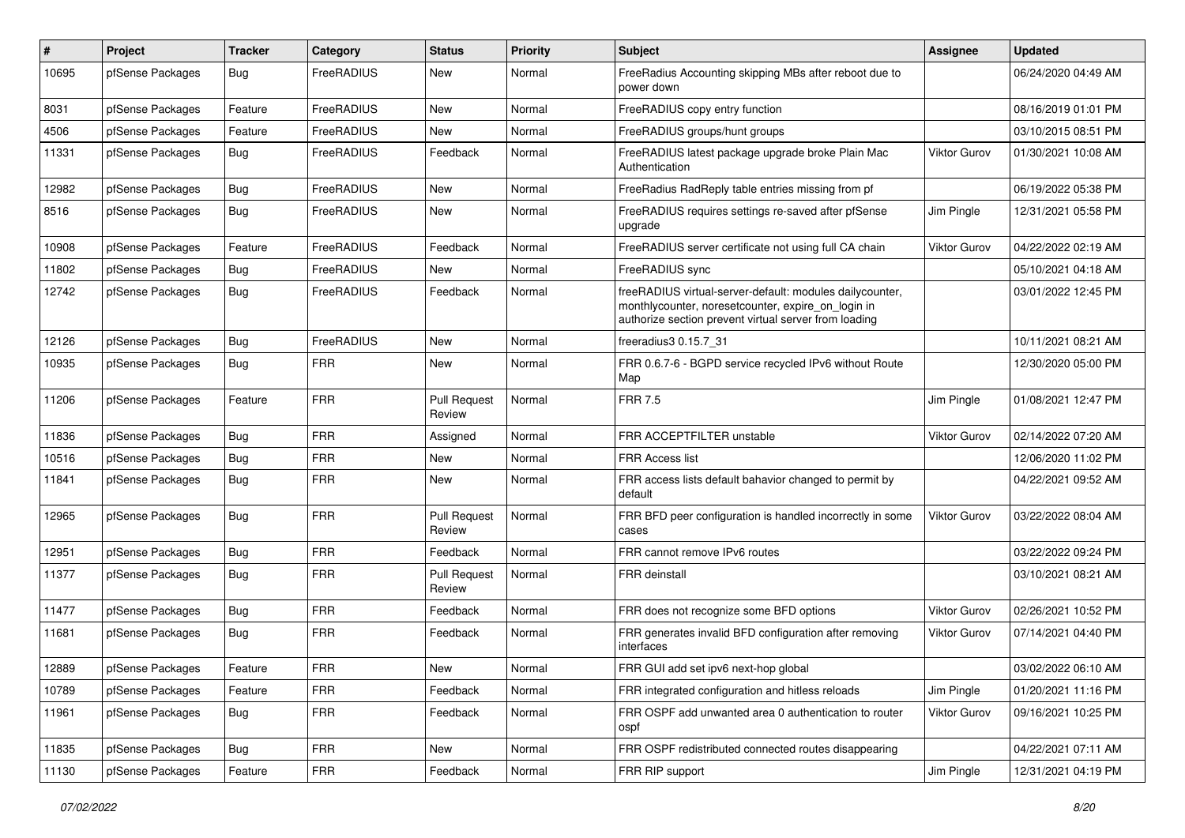| # | Project | Tracker | Category | Status | Priority | Subject | Assignee | Updated |
|---|---|---|---|---|---|---|---|---|
| 10695 | pfSense Packages | Bug | FreeRADIUS | New | Normal | FreeRadius Accounting skipping MBs after reboot due to power down | | 06/24/2020 04:49 AM |
| 8031 | pfSense Packages | Feature | FreeRADIUS | New | Normal | FreeRADIUS copy entry function | | 08/16/2019 01:01 PM |
| 4506 | pfSense Packages | Feature | FreeRADIUS | New | Normal | FreeRADIUS groups/hunt groups | | 03/10/2015 08:51 PM |
| 11331 | pfSense Packages | Bug | FreeRADIUS | Feedback | Normal | FreeRADIUS latest package upgrade broke Plain Mac Authentication | Viktor Gurov | 01/30/2021 10:08 AM |
| 12982 | pfSense Packages | Bug | FreeRADIUS | New | Normal | FreeRadius RadReply table entries missing from pf | | 06/19/2022 05:38 PM |
| 8516 | pfSense Packages | Bug | FreeRADIUS | New | Normal | FreeRADIUS requires settings re-saved after pfSense upgrade | Jim Pingle | 12/31/2021 05:58 PM |
| 10908 | pfSense Packages | Feature | FreeRADIUS | Feedback | Normal | FreeRADIUS server certificate not using full CA chain | Viktor Gurov | 04/22/2022 02:19 AM |
| 11802 | pfSense Packages | Bug | FreeRADIUS | New | Normal | FreeRADIUS sync | | 05/10/2021 04:18 AM |
| 12742 | pfSense Packages | Bug | FreeRADIUS | Feedback | Normal | freeRADIUS virtual-server-default: modules dailycounter, monthlycounter, noresetcounter, expire_on_login in authorize section prevent virtual server from loading | | 03/01/2022 12:45 PM |
| 12126 | pfSense Packages | Bug | FreeRADIUS | New | Normal | freeradius3 0.15.7_31 | | 10/11/2021 08:21 AM |
| 10935 | pfSense Packages | Bug | FRR | New | Normal | FRR 0.6.7-6 - BGPD service recycled IPv6 without Route Map | | 12/30/2020 05:00 PM |
| 11206 | pfSense Packages | Feature | FRR | Pull Request Review | Normal | FRR 7.5 | Jim Pingle | 01/08/2021 12:47 PM |
| 11836 | pfSense Packages | Bug | FRR | Assigned | Normal | FRR ACCEPTFILTER unstable | Viktor Gurov | 02/14/2022 07:20 AM |
| 10516 | pfSense Packages | Bug | FRR | New | Normal | FRR Access list | | 12/06/2020 11:02 PM |
| 11841 | pfSense Packages | Bug | FRR | New | Normal | FRR access lists default bahavior changed to permit by default | | 04/22/2021 09:52 AM |
| 12965 | pfSense Packages | Bug | FRR | Pull Request Review | Normal | FRR BFD peer configuration is handled incorrectly in some cases | Viktor Gurov | 03/22/2022 08:04 AM |
| 12951 | pfSense Packages | Bug | FRR | Feedback | Normal | FRR cannot remove IPv6 routes | | 03/22/2022 09:24 PM |
| 11377 | pfSense Packages | Bug | FRR | Pull Request Review | Normal | FRR deinstall | | 03/10/2021 08:21 AM |
| 11477 | pfSense Packages | Bug | FRR | Feedback | Normal | FRR does not recognize some BFD options | Viktor Gurov | 02/26/2021 10:52 PM |
| 11681 | pfSense Packages | Bug | FRR | Feedback | Normal | FRR generates invalid BFD configuration after removing interfaces | Viktor Gurov | 07/14/2021 04:40 PM |
| 12889 | pfSense Packages | Feature | FRR | New | Normal | FRR GUI add set ipv6 next-hop global | | 03/02/2022 06:10 AM |
| 10789 | pfSense Packages | Feature | FRR | Feedback | Normal | FRR integrated configuration and hitless reloads | Jim Pingle | 01/20/2021 11:16 PM |
| 11961 | pfSense Packages | Bug | FRR | Feedback | Normal | FRR OSPF add unwanted area 0 authentication to router ospf | Viktor Gurov | 09/16/2021 10:25 PM |
| 11835 | pfSense Packages | Bug | FRR | New | Normal | FRR OSPF redistributed connected routes disappearing | | 04/22/2021 07:11 AM |
| 11130 | pfSense Packages | Feature | FRR | Feedback | Normal | FRR RIP support | Jim Pingle | 12/31/2021 04:19 PM |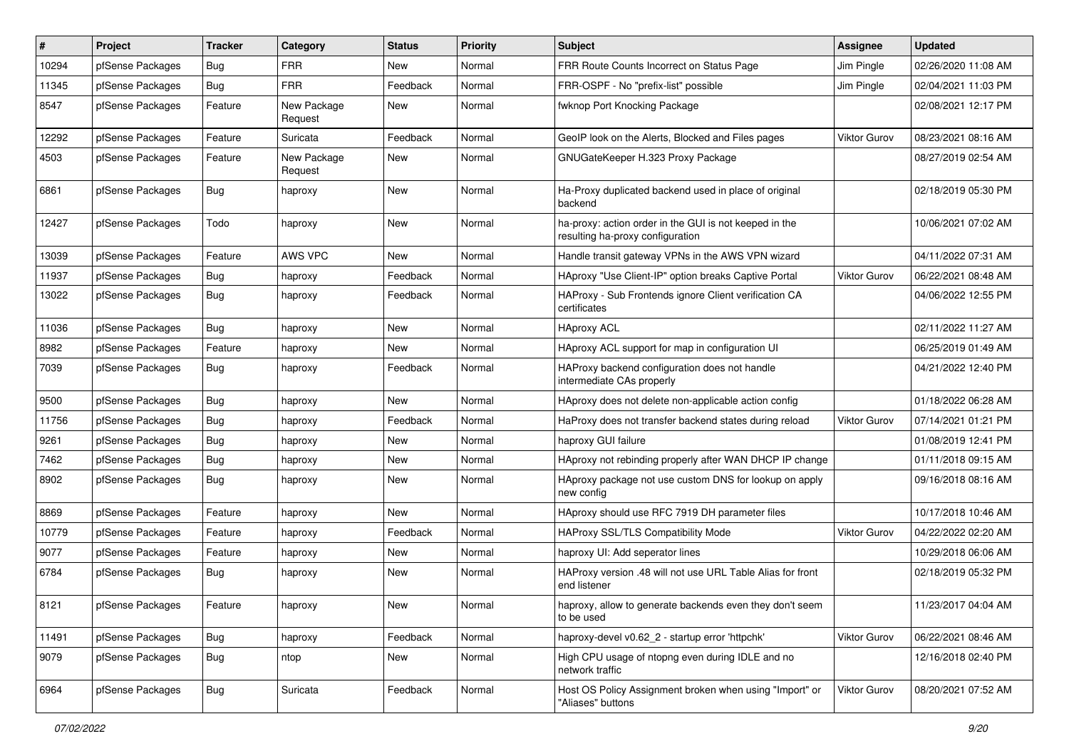| # | Project | Tracker | Category | Status | Priority | Subject | Assignee | Updated |
|---|---|---|---|---|---|---|---|---|
| 10294 | pfSense Packages | Bug | FRR | New | Normal | FRR Route Counts Incorrect on Status Page | Jim Pingle | 02/26/2020 11:08 AM |
| 11345 | pfSense Packages | Bug | FRR | Feedback | Normal | FRR-OSPF - No "prefix-list" possible | Jim Pingle | 02/04/2021 11:03 PM |
| 8547 | pfSense Packages | Feature | New Package Request | New | Normal | fwknop Port Knocking Package | | 02/08/2021 12:17 PM |
| 12292 | pfSense Packages | Feature | Suricata | Feedback | Normal | GeoIP look on the Alerts, Blocked and Files pages | Viktor Gurov | 08/23/2021 08:16 AM |
| 4503 | pfSense Packages | Feature | New Package Request | New | Normal | GNUGateKeeper H.323 Proxy Package | | 08/27/2019 02:54 AM |
| 6861 | pfSense Packages | Bug | haproxy | New | Normal | Ha-Proxy duplicated backend used in place of original backend | | 02/18/2019 05:30 PM |
| 12427 | pfSense Packages | Todo | haproxy | New | Normal | ha-proxy: action order in the GUI is not keeped in the resulting ha-proxy configuration | | 10/06/2021 07:02 AM |
| 13039 | pfSense Packages | Feature | AWS VPC | New | Normal | Handle transit gateway VPNs in the AWS VPN wizard | | 04/11/2022 07:31 AM |
| 11937 | pfSense Packages | Bug | haproxy | Feedback | Normal | HAproxy "Use Client-IP" option breaks Captive Portal | Viktor Gurov | 06/22/2021 08:48 AM |
| 13022 | pfSense Packages | Bug | haproxy | Feedback | Normal | HAProxy - Sub Frontends ignore Client verification CA certificates | | 04/06/2022 12:55 PM |
| 11036 | pfSense Packages | Bug | haproxy | New | Normal | HAproxy ACL | | 02/11/2022 11:27 AM |
| 8982 | pfSense Packages | Feature | haproxy | New | Normal | HAproxy ACL support for map in configuration UI | | 06/25/2019 01:49 AM |
| 7039 | pfSense Packages | Bug | haproxy | Feedback | Normal | HAProxy backend configuration does not handle intermediate CAs properly | | 04/21/2022 12:40 PM |
| 9500 | pfSense Packages | Bug | haproxy | New | Normal | HAproxy does not delete non-applicable action config | | 01/18/2022 06:28 AM |
| 11756 | pfSense Packages | Bug | haproxy | Feedback | Normal | HaProxy does not transfer backend states during reload | Viktor Gurov | 07/14/2021 01:21 PM |
| 9261 | pfSense Packages | Bug | haproxy | New | Normal | haproxy GUI failure | | 01/08/2019 12:41 PM |
| 7462 | pfSense Packages | Bug | haproxy | New | Normal | HAproxy not rebinding properly after WAN DHCP IP change | | 01/11/2018 09:15 AM |
| 8902 | pfSense Packages | Bug | haproxy | New | Normal | HAproxy package not use custom DNS for lookup on apply new config | | 09/16/2018 08:16 AM |
| 8869 | pfSense Packages | Feature | haproxy | New | Normal | HAproxy should use RFC 7919 DH parameter files | | 10/17/2018 10:46 AM |
| 10779 | pfSense Packages | Feature | haproxy | Feedback | Normal | HAProxy SSL/TLS Compatibility Mode | Viktor Gurov | 04/22/2022 02:20 AM |
| 9077 | pfSense Packages | Feature | haproxy | New | Normal | haproxy UI: Add seperator lines | | 10/29/2018 06:06 AM |
| 6784 | pfSense Packages | Bug | haproxy | New | Normal | HAProxy version .48 will not use URL Table Alias for front end listener | | 02/18/2019 05:32 PM |
| 8121 | pfSense Packages | Feature | haproxy | New | Normal | haproxy, allow to generate backends even they don't seem to be used | | 11/23/2017 04:04 AM |
| 11491 | pfSense Packages | Bug | haproxy | Feedback | Normal | haproxy-devel v0.62_2 - startup error 'httpchk' | Viktor Gurov | 06/22/2021 08:46 AM |
| 9079 | pfSense Packages | Bug | ntop | New | Normal | High CPU usage of ntopng even during IDLE and no network traffic | | 12/16/2018 02:40 PM |
| 6964 | pfSense Packages | Bug | Suricata | Feedback | Normal | Host OS Policy Assignment broken when using "Import" or "Aliases" buttons | Viktor Gurov | 08/20/2021 07:52 AM |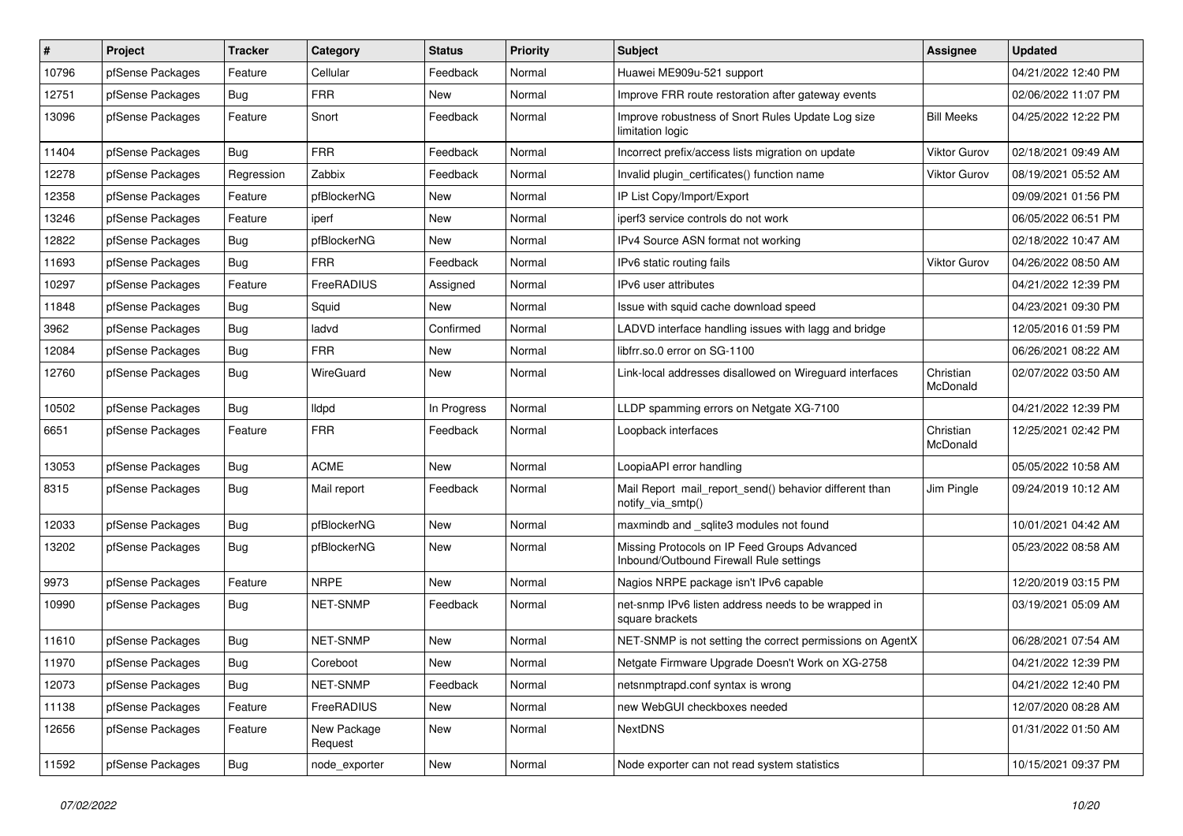| # | Project | Tracker | Category | Status | Priority | Subject | Assignee | Updated |
|---|---|---|---|---|---|---|---|---|
| 10796 | pfSense Packages | Feature | Cellular | Feedback | Normal | Huawei ME909u-521 support | | 04/21/2022 12:40 PM |
| 12751 | pfSense Packages | Bug | FRR | New | Normal | Improve FRR route restoration after gateway events | | 02/06/2022 11:07 PM |
| 13096 | pfSense Packages | Feature | Snort | Feedback | Normal | Improve robustness of Snort Rules Update Log size limitation logic | Bill Meeks | 04/25/2022 12:22 PM |
| 11404 | pfSense Packages | Bug | FRR | Feedback | Normal | Incorrect prefix/access lists migration on update | Viktor Gurov | 02/18/2021 09:49 AM |
| 12278 | pfSense Packages | Regression | Zabbix | Feedback | Normal | Invalid plugin_certificates() function name | Viktor Gurov | 08/19/2021 05:52 AM |
| 12358 | pfSense Packages | Feature | pfBlockerNG | New | Normal | IP List Copy/Import/Export | | 09/09/2021 01:56 PM |
| 13246 | pfSense Packages | Feature | iperf | New | Normal | iperf3 service controls do not work | | 06/05/2022 06:51 PM |
| 12822 | pfSense Packages | Bug | pfBlockerNG | New | Normal | IPv4 Source ASN format not working | | 02/18/2022 10:47 AM |
| 11693 | pfSense Packages | Bug | FRR | Feedback | Normal | IPv6 static routing fails | Viktor Gurov | 04/26/2022 08:50 AM |
| 10297 | pfSense Packages | Feature | FreeRADIUS | Assigned | Normal | IPv6 user attributes | | 04/21/2022 12:39 PM |
| 11848 | pfSense Packages | Bug | Squid | New | Normal | Issue with squid cache download speed | | 04/23/2021 09:30 PM |
| 3962 | pfSense Packages | Bug | ladvd | Confirmed | Normal | LADVD interface handling issues with lagg and bridge | | 12/05/2016 01:59 PM |
| 12084 | pfSense Packages | Bug | FRR | New | Normal | libfrr.so.0 error on SG-1100 | | 06/26/2021 08:22 AM |
| 12760 | pfSense Packages | Bug | WireGuard | New | Normal | Link-local addresses disallowed on Wireguard interfaces | Christian McDonald | 02/07/2022 03:50 AM |
| 10502 | pfSense Packages | Bug | lldpd | In Progress | Normal | LLDP spamming errors on Netgate XG-7100 | | 04/21/2022 12:39 PM |
| 6651 | pfSense Packages | Feature | FRR | Feedback | Normal | Loopback interfaces | Christian McDonald | 12/25/2021 02:42 PM |
| 13053 | pfSense Packages | Bug | ACME | New | Normal | LoopiaAPI error handling | | 05/05/2022 10:58 AM |
| 8315 | pfSense Packages | Bug | Mail report | Feedback | Normal | Mail Report mail_report_send() behavior different than notify_via_smtp() | Jim Pingle | 09/24/2019 10:12 AM |
| 12033 | pfSense Packages | Bug | pfBlockerNG | New | Normal | maxmindb and _sqlite3 modules not found | | 10/01/2021 04:42 AM |
| 13202 | pfSense Packages | Bug | pfBlockerNG | New | Normal | Missing Protocols on IP Feed Groups Advanced Inbound/Outbound Firewall Rule settings | | 05/23/2022 08:58 AM |
| 9973 | pfSense Packages | Feature | NRPE | New | Normal | Nagios NRPE package isn't IPv6 capable | | 12/20/2019 03:15 PM |
| 10990 | pfSense Packages | Bug | NET-SNMP | Feedback | Normal | net-snmp IPv6 listen address needs to be wrapped in square brackets | | 03/19/2021 05:09 AM |
| 11610 | pfSense Packages | Bug | NET-SNMP | New | Normal | NET-SNMP is not setting the correct permissions on AgentX | | 06/28/2021 07:54 AM |
| 11970 | pfSense Packages | Bug | Coreboot | New | Normal | Netgate Firmware Upgrade Doesn't Work on XG-2758 | | 04/21/2022 12:39 PM |
| 12073 | pfSense Packages | Bug | NET-SNMP | Feedback | Normal | netsnmptrapd.conf syntax is wrong | | 04/21/2022 12:40 PM |
| 11138 | pfSense Packages | Feature | FreeRADIUS | New | Normal | new WebGUI checkboxes needed | | 12/07/2020 08:28 AM |
| 12656 | pfSense Packages | Feature | New Package Request | New | Normal | NextDNS | | 01/31/2022 01:50 AM |
| 11592 | pfSense Packages | Bug | node_exporter | New | Normal | Node exporter can not read system statistics | | 10/15/2021 09:37 PM |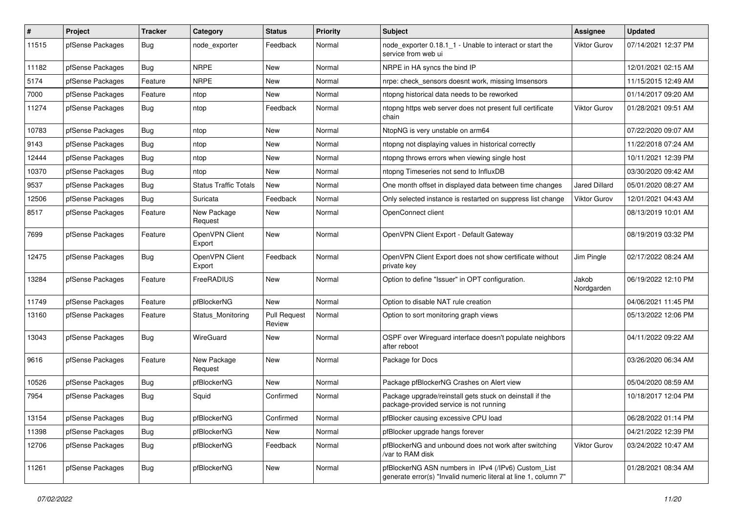| # | Project | Tracker | Category | Status | Priority | Subject | Assignee | Updated |
|---|---|---|---|---|---|---|---|---|
| 11515 | pfSense Packages | Bug | node_exporter | Feedback | Normal | node_exporter 0.18.1_1 - Unable to interact or start the service from web ui | Viktor Gurov | 07/14/2021 12:37 PM |
| 11182 | pfSense Packages | Bug | NRPE | New | Normal | NRPE in HA syncs the bind IP | | 12/01/2021 02:15 AM |
| 5174 | pfSense Packages | Feature | NRPE | New | Normal | nrpe: check_sensors doesnt work, missing lmsensors | | 11/15/2015 12:49 AM |
| 7000 | pfSense Packages | Feature | ntop | New | Normal | ntopng historical data needs to be reworked | | 01/14/2017 09:20 AM |
| 11274 | pfSense Packages | Bug | ntop | Feedback | Normal | ntopng https web server does not present full certificate chain | Viktor Gurov | 01/28/2021 09:51 AM |
| 10783 | pfSense Packages | Bug | ntop | New | Normal | NtopNG is very unstable on arm64 | | 07/22/2020 09:07 AM |
| 9143 | pfSense Packages | Bug | ntop | New | Normal | ntopng not displaying values in historical correctly | | 11/22/2018 07:24 AM |
| 12444 | pfSense Packages | Bug | ntop | New | Normal | ntopng throws errors when viewing single host | | 10/11/2021 12:39 PM |
| 10370 | pfSense Packages | Bug | ntop | New | Normal | ntopng Timeseries not send to InfluxDB | | 03/30/2020 09:42 AM |
| 9537 | pfSense Packages | Bug | Status Traffic Totals | New | Normal | One month offset in displayed data between time changes | Jared Dillard | 05/01/2020 08:27 AM |
| 12506 | pfSense Packages | Bug | Suricata | Feedback | Normal | Only selected instance is restarted on suppress list change | Viktor Gurov | 12/01/2021 04:43 AM |
| 8517 | pfSense Packages | Feature | New Package Request | New | Normal | OpenConnect client | | 08/13/2019 10:01 AM |
| 7699 | pfSense Packages | Feature | OpenVPN Client Export | New | Normal | OpenVPN Client Export - Default Gateway | | 08/19/2019 03:32 PM |
| 12475 | pfSense Packages | Bug | OpenVPN Client Export | Feedback | Normal | OpenVPN Client Export does not show certificate without private key | Jim Pingle | 02/17/2022 08:24 AM |
| 13284 | pfSense Packages | Feature | FreeRADIUS | New | Normal | Option to define "Issuer" in OPT configuration. | Jakob Nordgarden | 06/19/2022 12:10 PM |
| 11749 | pfSense Packages | Feature | pfBlockerNG | New | Normal | Option to disable NAT rule creation | | 04/06/2021 11:45 PM |
| 13160 | pfSense Packages | Feature | Status_Monitoring | Pull Request Review | Normal | Option to sort monitoring graph views | | 05/13/2022 12:06 PM |
| 13043 | pfSense Packages | Bug | WireGuard | New | Normal | OSPF over Wireguard interface doesn't populate neighbors after reboot | | 04/11/2022 09:22 AM |
| 9616 | pfSense Packages | Feature | New Package Request | New | Normal | Package for Docs | | 03/26/2020 06:34 AM |
| 10526 | pfSense Packages | Bug | pfBlockerNG | New | Normal | Package pfBlockerNG Crashes on Alert view | | 05/04/2020 08:59 AM |
| 7954 | pfSense Packages | Bug | Squid | Confirmed | Normal | Package upgrade/reinstall gets stuck on deinstall if the package-provided service is not running | | 10/18/2017 12:04 PM |
| 13154 | pfSense Packages | Bug | pfBlockerNG | Confirmed | Normal | pfBlocker causing excessive CPU load | | 06/28/2022 01:14 PM |
| 11398 | pfSense Packages | Bug | pfBlockerNG | New | Normal | pfBlocker upgrade hangs forever | | 04/21/2022 12:39 PM |
| 12706 | pfSense Packages | Bug | pfBlockerNG | Feedback | Normal | pfBlockerNG and unbound does not work after switching /var to RAM disk | Viktor Gurov | 03/24/2022 10:47 AM |
| 11261 | pfSense Packages | Bug | pfBlockerNG | New | Normal | pfBlockerNG ASN numbers in IPv4 (/IPv6) Custom_List generate error(s) "Invalid numeric literal at line 1, column 7" | | 01/28/2021 08:34 AM |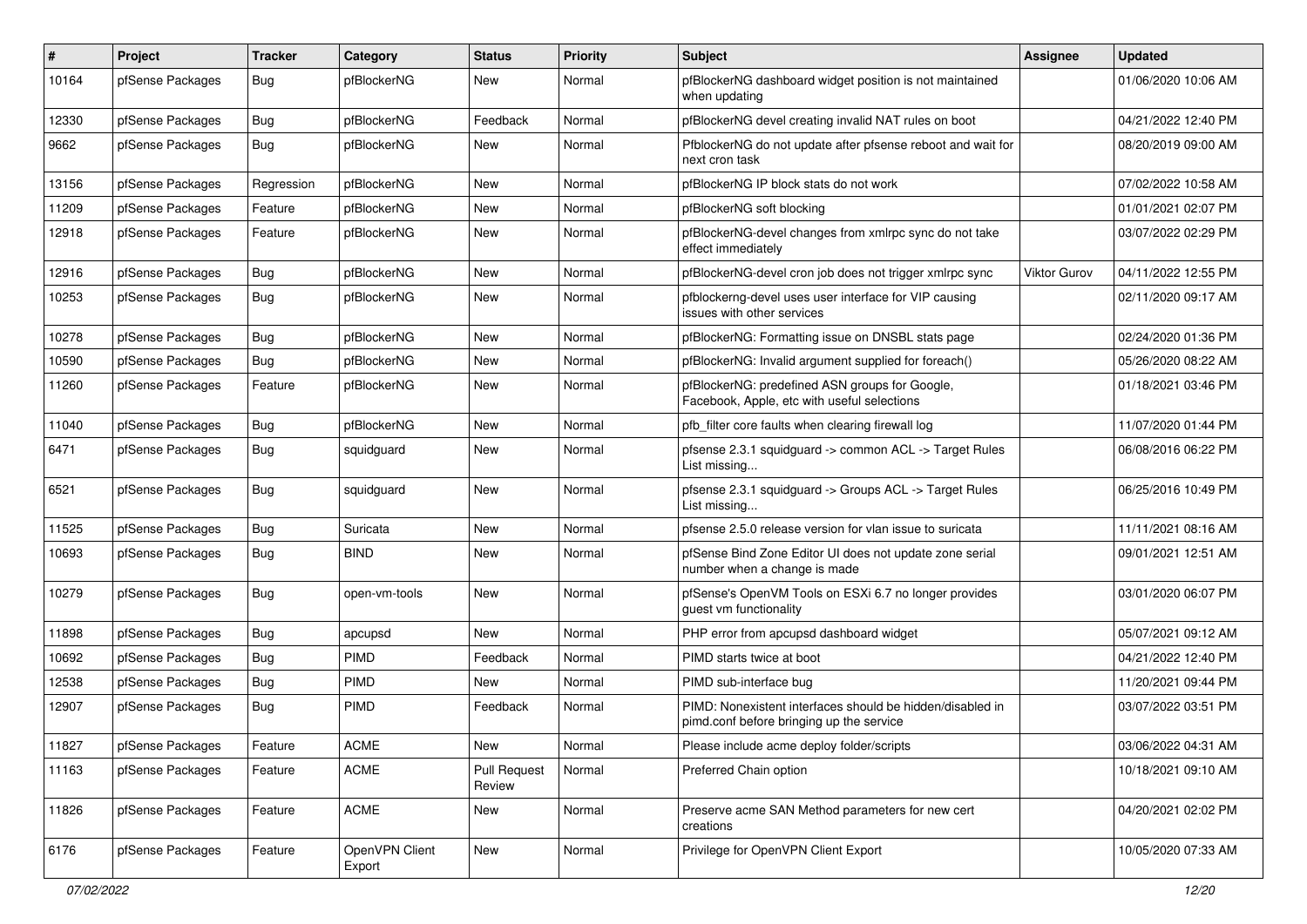| # | Project | Tracker | Category | Status | Priority | Subject | Assignee | Updated |
|---|---|---|---|---|---|---|---|---|
| 10164 | pfSense Packages | Bug | pfBlockerNG | New | Normal | pfBlockerNG dashboard widget position is not maintained when updating | | 01/06/2020 10:06 AM |
| 12330 | pfSense Packages | Bug | pfBlockerNG | Feedback | Normal | pfBlockerNG devel creating invalid NAT rules on boot | | 04/21/2022 12:40 PM |
| 9662 | pfSense Packages | Bug | pfBlockerNG | New | Normal | PfblockerNG do not update after pfsense reboot and wait for next cron task | | 08/20/2019 09:00 AM |
| 13156 | pfSense Packages | Regression | pfBlockerNG | New | Normal | pfBlockerNG IP block stats do not work | | 07/02/2022 10:58 AM |
| 11209 | pfSense Packages | Feature | pfBlockerNG | New | Normal | pfBlockerNG soft blocking | | 01/01/2021 02:07 PM |
| 12918 | pfSense Packages | Feature | pfBlockerNG | New | Normal | pfBlockerNG-devel changes from xmlrpc sync do not take effect immediately | | 03/07/2022 02:29 PM |
| 12916 | pfSense Packages | Bug | pfBlockerNG | New | Normal | pfBlockerNG-devel cron job does not trigger xmlrpc sync | Viktor Gurov | 04/11/2022 12:55 PM |
| 10253 | pfSense Packages | Bug | pfBlockerNG | New | Normal | pfblockerng-devel uses user interface for VIP causing issues with other services | | 02/11/2020 09:17 AM |
| 10278 | pfSense Packages | Bug | pfBlockerNG | New | Normal | pfBlockerNG: Formatting issue on DNSBL stats page | | 02/24/2020 01:36 PM |
| 10590 | pfSense Packages | Bug | pfBlockerNG | New | Normal | pfBlockerNG: Invalid argument supplied for foreach() | | 05/26/2020 08:22 AM |
| 11260 | pfSense Packages | Feature | pfBlockerNG | New | Normal | pfBlockerNG: predefined ASN groups for Google, Facebook, Apple, etc with useful selections | | 01/18/2021 03:46 PM |
| 11040 | pfSense Packages | Bug | pfBlockerNG | New | Normal | pfb_filter core faults when clearing firewall log | | 11/07/2020 01:44 PM |
| 6471 | pfSense Packages | Bug | squidguard | New | Normal | pfsense 2.3.1 squidguard -> common ACL -> Target Rules List missing... | | 06/08/2016 06:22 PM |
| 6521 | pfSense Packages | Bug | squidguard | New | Normal | pfsense 2.3.1 squidguard -> Groups ACL -> Target Rules List missing... | | 06/25/2016 10:49 PM |
| 11525 | pfSense Packages | Bug | Suricata | New | Normal | pfsense 2.5.0 release version for vlan issue to suricata | | 11/11/2021 08:16 AM |
| 10693 | pfSense Packages | Bug | BIND | New | Normal | pfSense Bind Zone Editor UI does not update zone serial number when a change is made | | 09/01/2021 12:51 AM |
| 10279 | pfSense Packages | Bug | open-vm-tools | New | Normal | pfSense's OpenVM Tools on ESXi 6.7 no longer provides guest vm functionality | | 03/01/2020 06:07 PM |
| 11898 | pfSense Packages | Bug | apcupsd | New | Normal | PHP error from apcupsd dashboard widget | | 05/07/2021 09:12 AM |
| 10692 | pfSense Packages | Bug | PIMD | Feedback | Normal | PIMD starts twice at boot | | 04/21/2022 12:40 PM |
| 12538 | pfSense Packages | Bug | PIMD | New | Normal | PIMD sub-interface bug | | 11/20/2021 09:44 PM |
| 12907 | pfSense Packages | Bug | PIMD | Feedback | Normal | PIMD: Nonexistent interfaces should be hidden/disabled in pimd.conf before bringing up the service | | 03/07/2022 03:51 PM |
| 11827 | pfSense Packages | Feature | ACME | New | Normal | Please include acme deploy folder/scripts | | 03/06/2022 04:31 AM |
| 11163 | pfSense Packages | Feature | ACME | Pull Request Review | Normal | Preferred Chain option | | 10/18/2021 09:10 AM |
| 11826 | pfSense Packages | Feature | ACME | New | Normal | Preserve acme SAN Method parameters for new cert creations | | 04/20/2021 02:02 PM |
| 6176 | pfSense Packages | Feature | OpenVPN Client Export | New | Normal | Privilege for OpenVPN Client Export | | 10/05/2020 07:33 AM |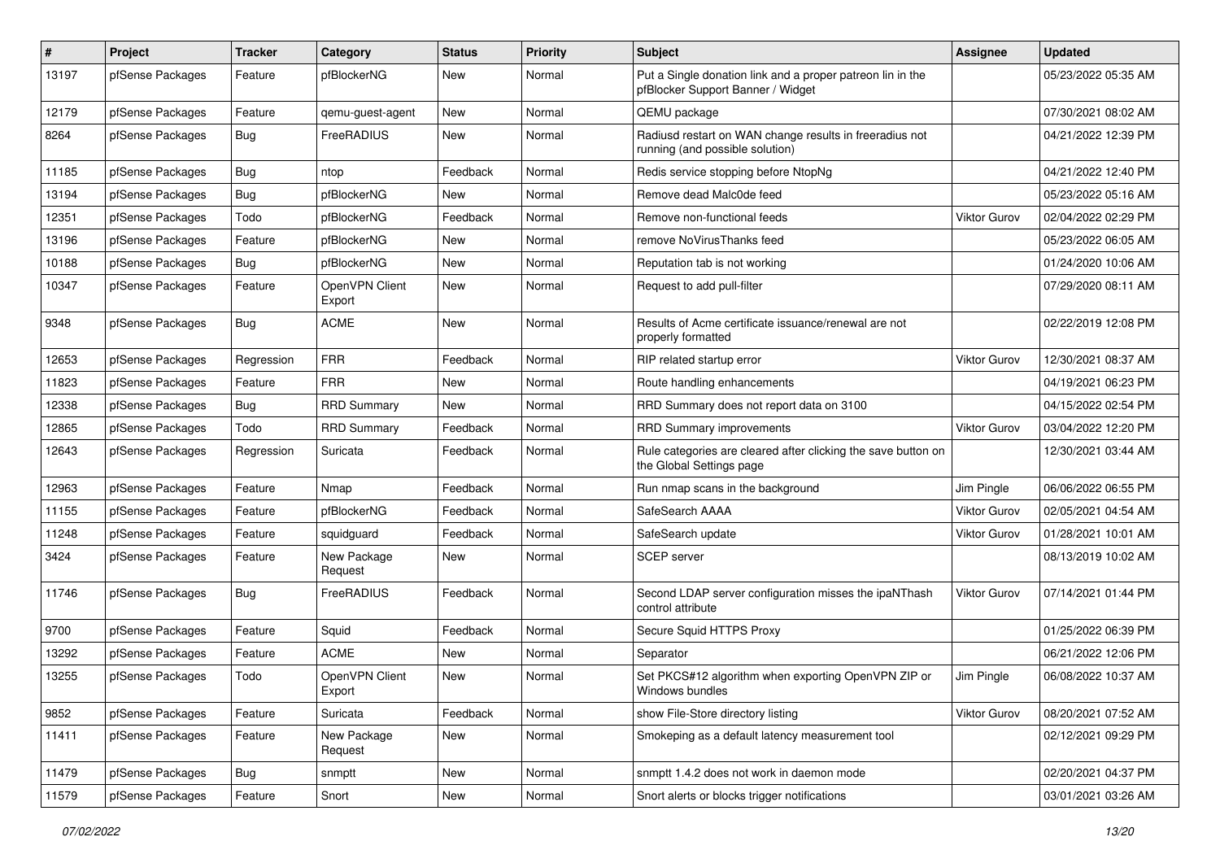| # | Project | Tracker | Category | Status | Priority | Subject | Assignee | Updated |
|---|---|---|---|---|---|---|---|---|
| 13197 | pfSense Packages | Feature | pfBlockerNG | New | Normal | Put a Single donation link and a proper patreon lin in the pfBlocker Support Banner / Widget | | 05/23/2022 05:35 AM |
| 12179 | pfSense Packages | Feature | qemu-guest-agent | New | Normal | QEMU package | | 07/30/2021 08:02 AM |
| 8264 | pfSense Packages | Bug | FreeRADIUS | New | Normal | Radiusd restart on WAN change results in freeradius not running (and possible solution) | | 04/21/2022 12:39 PM |
| 11185 | pfSense Packages | Bug | ntop | Feedback | Normal | Redis service stopping before NtopNg | | 04/21/2022 12:40 PM |
| 13194 | pfSense Packages | Bug | pfBlockerNG | New | Normal | Remove dead Malc0de feed | | 05/23/2022 05:16 AM |
| 12351 | pfSense Packages | Todo | pfBlockerNG | Feedback | Normal | Remove non-functional feeds | Viktor Gurov | 02/04/2022 02:29 PM |
| 13196 | pfSense Packages | Feature | pfBlockerNG | New | Normal | remove NoVirusThanks feed | | 05/23/2022 06:05 AM |
| 10188 | pfSense Packages | Bug | pfBlockerNG | New | Normal | Reputation tab is not working | | 01/24/2020 10:06 AM |
| 10347 | pfSense Packages | Feature | OpenVPN Client Export | New | Normal | Request to add pull-filter | | 07/29/2020 08:11 AM |
| 9348 | pfSense Packages | Bug | ACME | New | Normal | Results of Acme certificate issuance/renewal are not properly formatted | | 02/22/2019 12:08 PM |
| 12653 | pfSense Packages | Regression | FRR | Feedback | Normal | RIP related startup error | Viktor Gurov | 12/30/2021 08:37 AM |
| 11823 | pfSense Packages | Feature | FRR | New | Normal | Route handling enhancements | | 04/19/2021 06:23 PM |
| 12338 | pfSense Packages | Bug | RRD Summary | New | Normal | RRD Summary does not report data on 3100 | | 04/15/2022 02:54 PM |
| 12865 | pfSense Packages | Todo | RRD Summary | Feedback | Normal | RRD Summary improvements | Viktor Gurov | 03/04/2022 12:20 PM |
| 12643 | pfSense Packages | Regression | Suricata | Feedback | Normal | Rule categories are cleared after clicking the save button on the Global Settings page | | 12/30/2021 03:44 AM |
| 12963 | pfSense Packages | Feature | Nmap | Feedback | Normal | Run nmap scans in the background | Jim Pingle | 06/06/2022 06:55 PM |
| 11155 | pfSense Packages | Feature | pfBlockerNG | Feedback | Normal | SafeSearch AAAA | Viktor Gurov | 02/05/2021 04:54 AM |
| 11248 | pfSense Packages | Feature | squidguard | Feedback | Normal | SafeSearch update | Viktor Gurov | 01/28/2021 10:01 AM |
| 3424 | pfSense Packages | Feature | New Package Request | New | Normal | SCEP server | | 08/13/2019 10:02 AM |
| 11746 | pfSense Packages | Bug | FreeRADIUS | Feedback | Normal | Second LDAP server configuration misses the ipaNThash control attribute | Viktor Gurov | 07/14/2021 01:44 PM |
| 9700 | pfSense Packages | Feature | Squid | Feedback | Normal | Secure Squid HTTPS Proxy | | 01/25/2022 06:39 PM |
| 13292 | pfSense Packages | Feature | ACME | New | Normal | Separator | | 06/21/2022 12:06 PM |
| 13255 | pfSense Packages | Todo | OpenVPN Client Export | New | Normal | Set PKCS#12 algorithm when exporting OpenVPN ZIP or Windows bundles | Jim Pingle | 06/08/2022 10:37 AM |
| 9852 | pfSense Packages | Feature | Suricata | Feedback | Normal | show File-Store directory listing | Viktor Gurov | 08/20/2021 07:52 AM |
| 11411 | pfSense Packages | Feature | New Package Request | New | Normal | Smokeping as a default latency measurement tool | | 02/12/2021 09:29 PM |
| 11479 | pfSense Packages | Bug | snmptt | New | Normal | snmptt 1.4.2 does not work in daemon mode | | 02/20/2021 04:37 PM |
| 11579 | pfSense Packages | Feature | Snort | New | Normal | Snort alerts or blocks trigger notifications | | 03/01/2021 03:26 AM |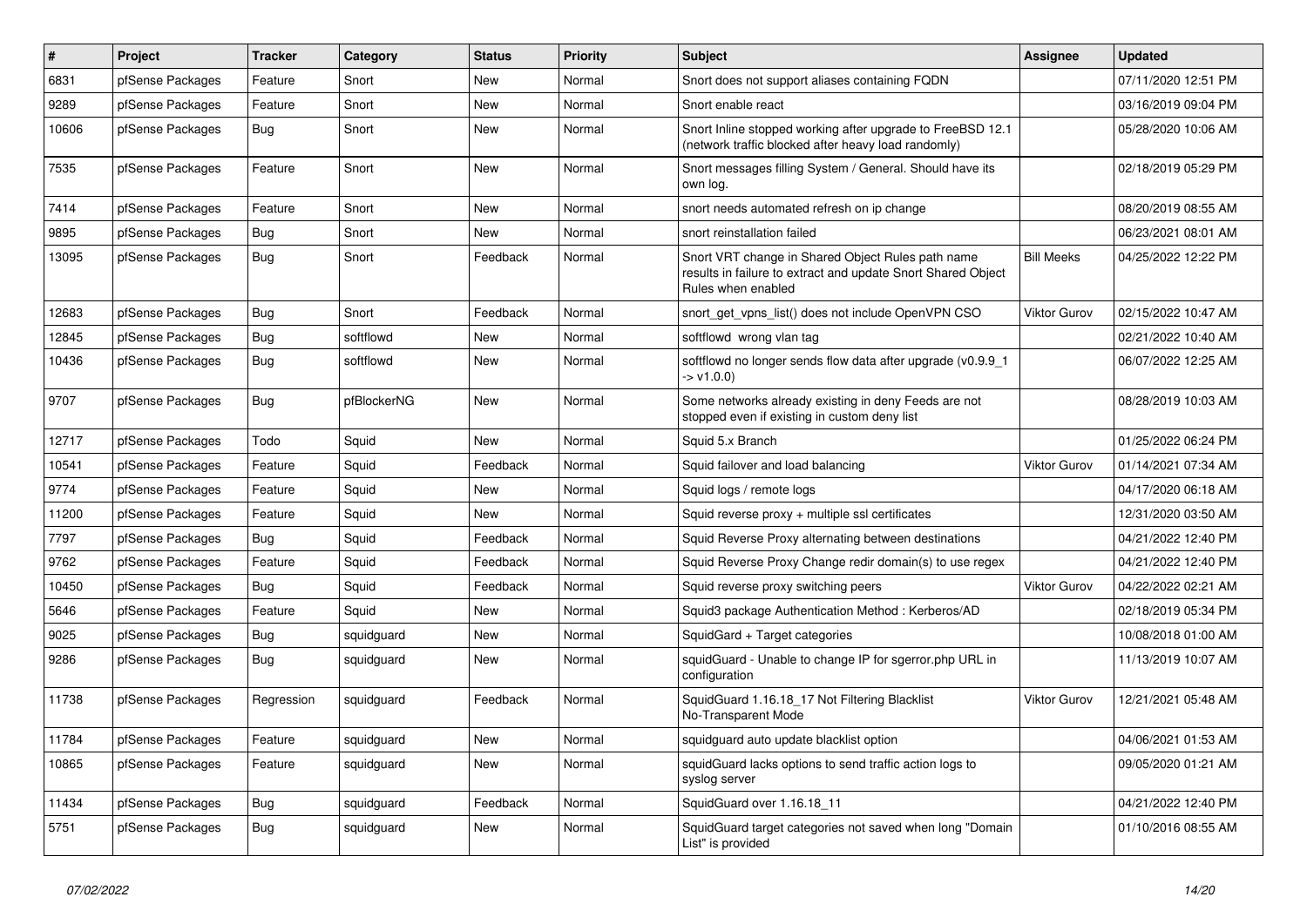| # | Project | Tracker | Category | Status | Priority | Subject | Assignee | Updated |
| --- | --- | --- | --- | --- | --- | --- | --- | --- |
| 6831 | pfSense Packages | Feature | Snort | New | Normal | Snort does not support aliases containing FQDN | | 07/11/2020 12:51 PM |
| 9289 | pfSense Packages | Feature | Snort | New | Normal | Snort enable react | | 03/16/2019 09:04 PM |
| 10606 | pfSense Packages | Bug | Snort | New | Normal | Snort Inline stopped working after upgrade to FreeBSD 12.1 (network traffic blocked after heavy load randomly) | | 05/28/2020 10:06 AM |
| 7535 | pfSense Packages | Feature | Snort | New | Normal | Snort messages filling System / General. Should have its own log. | | 02/18/2019 05:29 PM |
| 7414 | pfSense Packages | Feature | Snort | New | Normal | snort needs automated refresh on ip change | | 08/20/2019 08:55 AM |
| 9895 | pfSense Packages | Bug | Snort | New | Normal | snort reinstallation failed | | 06/23/2021 08:01 AM |
| 13095 | pfSense Packages | Bug | Snort | Feedback | Normal | Snort VRT change in Shared Object Rules path name results in failure to extract and update Snort Shared Object Rules when enabled | Bill Meeks | 04/25/2022 12:22 PM |
| 12683 | pfSense Packages | Bug | Snort | Feedback | Normal | snort_get_vpns_list() does not include OpenVPN CSO | Viktor Gurov | 02/15/2022 10:47 AM |
| 12845 | pfSense Packages | Bug | softflowd | New | Normal | softflowd wrong vlan tag | | 02/21/2022 10:40 AM |
| 10436 | pfSense Packages | Bug | softflowd | New | Normal | softflowd no longer sends flow data after upgrade (v0.9.9_1 -> v1.0.0) | | 06/07/2022 12:25 AM |
| 9707 | pfSense Packages | Bug | pfBlockerNG | New | Normal | Some networks already existing in deny Feeds are not stopped even if existing in custom deny list | | 08/28/2019 10:03 AM |
| 12717 | pfSense Packages | Todo | Squid | New | Normal | Squid 5.x Branch | | 01/25/2022 06:24 PM |
| 10541 | pfSense Packages | Feature | Squid | Feedback | Normal | Squid failover and load balancing | Viktor Gurov | 01/14/2021 07:34 AM |
| 9774 | pfSense Packages | Feature | Squid | New | Normal | Squid logs / remote logs | | 04/17/2020 06:18 AM |
| 11200 | pfSense Packages | Feature | Squid | New | Normal | Squid reverse proxy + multiple ssl certificates | | 12/31/2020 03:50 AM |
| 7797 | pfSense Packages | Bug | Squid | Feedback | Normal | Squid Reverse Proxy alternating between destinations | | 04/21/2022 12:40 PM |
| 9762 | pfSense Packages | Feature | Squid | Feedback | Normal | Squid Reverse Proxy Change redir domain(s) to use regex | | 04/21/2022 12:40 PM |
| 10450 | pfSense Packages | Bug | Squid | Feedback | Normal | Squid reverse proxy switching peers | Viktor Gurov | 04/22/2022 02:21 AM |
| 5646 | pfSense Packages | Feature | Squid | New | Normal | Squid3 package Authentication Method : Kerberos/AD | | 02/18/2019 05:34 PM |
| 9025 | pfSense Packages | Bug | squidguard | New | Normal | SquidGard + Target categories | | 10/08/2018 01:00 AM |
| 9286 | pfSense Packages | Bug | squidguard | New | Normal | squidGuard - Unable to change IP for sgerror.php URL in configuration | | 11/13/2019 10:07 AM |
| 11738 | pfSense Packages | Regression | squidguard | Feedback | Normal | SquidGuard 1.16.18_17 Not Filtering Blacklist No-Transparent Mode | Viktor Gurov | 12/21/2021 05:48 AM |
| 11784 | pfSense Packages | Feature | squidguard | New | Normal | squidguard auto update blacklist option | | 04/06/2021 01:53 AM |
| 10865 | pfSense Packages | Feature | squidguard | New | Normal | squidGuard lacks options to send traffic action logs to syslog server | | 09/05/2020 01:21 AM |
| 11434 | pfSense Packages | Bug | squidguard | Feedback | Normal | SquidGuard over 1.16.18_11 | | 04/21/2022 12:40 PM |
| 5751 | pfSense Packages | Bug | squidguard | New | Normal | SquidGuard target categories not saved when long "Domain List" is provided | | 01/10/2016 08:55 AM |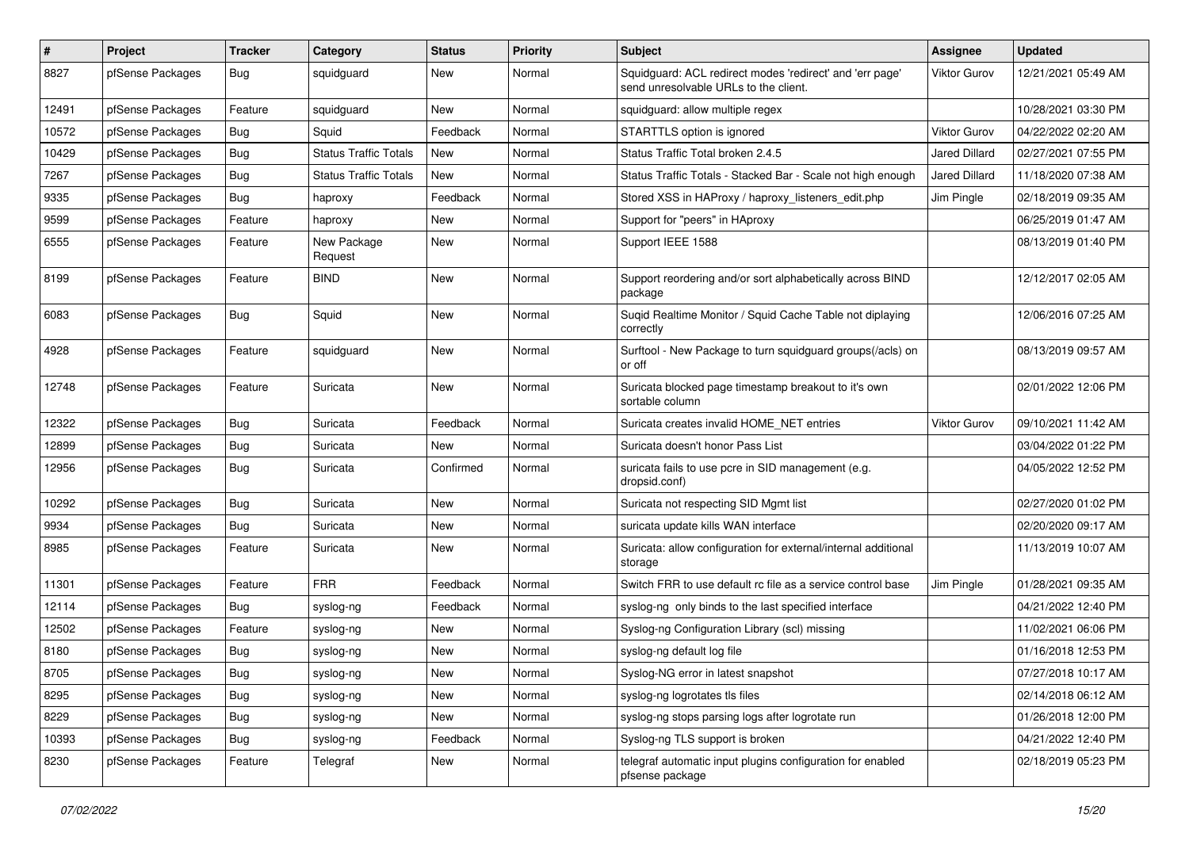| # | Project | Tracker | Category | Status | Priority | Subject | Assignee | Updated |
|---|---|---|---|---|---|---|---|---|
| 8827 | pfSense Packages | Bug | squidguard | New | Normal | Squidguard: ACL redirect modes 'redirect' and 'err page' send unresolvable URLs to the client. | Viktor Gurov | 12/21/2021 05:49 AM |
| 12491 | pfSense Packages | Feature | squidguard | New | Normal | squidguard: allow multiple regex | | 10/28/2021 03:30 PM |
| 10572 | pfSense Packages | Bug | Squid | Feedback | Normal | STARTTLS option is ignored | Viktor Gurov | 04/22/2022 02:20 AM |
| 10429 | pfSense Packages | Bug | Status Traffic Totals | New | Normal | Status Traffic Total broken 2.4.5 | Jared Dillard | 02/27/2021 07:55 PM |
| 7267 | pfSense Packages | Bug | Status Traffic Totals | New | Normal | Status Traffic Totals - Stacked Bar - Scale not high enough | Jared Dillard | 11/18/2020 07:38 AM |
| 9335 | pfSense Packages | Bug | haproxy | Feedback | Normal | Stored XSS in HAProxy / haproxy_listeners_edit.php | Jim Pingle | 02/18/2019 09:35 AM |
| 9599 | pfSense Packages | Feature | haproxy | New | Normal | Support for "peers" in HAproxy | | 06/25/2019 01:47 AM |
| 6555 | pfSense Packages | Feature | New Package Request | New | Normal | Support IEEE 1588 | | 08/13/2019 01:40 PM |
| 8199 | pfSense Packages | Feature | BIND | New | Normal | Support reordering and/or sort alphabetically across BIND package | | 12/12/2017 02:05 AM |
| 6083 | pfSense Packages | Bug | Squid | New | Normal | Suqid Realtime Monitor / Squid Cache Table not diplaying correctly | | 12/06/2016 07:25 AM |
| 4928 | pfSense Packages | Feature | squidguard | New | Normal | Surftool - New Package to turn squidguard groups(/acls) on or off | | 08/13/2019 09:57 AM |
| 12748 | pfSense Packages | Feature | Suricata | New | Normal | Suricata blocked page timestamp breakout to it's own sortable column | | 02/01/2022 12:06 PM |
| 12322 | pfSense Packages | Bug | Suricata | Feedback | Normal | Suricata creates invalid HOME_NET entries | Viktor Gurov | 09/10/2021 11:42 AM |
| 12899 | pfSense Packages | Bug | Suricata | New | Normal | Suricata doesn't honor Pass List | | 03/04/2022 01:22 PM |
| 12956 | pfSense Packages | Bug | Suricata | Confirmed | Normal | suricata fails to use pcre in SID management (e.g. dropsid.conf) | | 04/05/2022 12:52 PM |
| 10292 | pfSense Packages | Bug | Suricata | New | Normal | Suricata not respecting SID Mgmt list | | 02/27/2020 01:02 PM |
| 9934 | pfSense Packages | Bug | Suricata | New | Normal | suricata update kills WAN interface | | 02/20/2020 09:17 AM |
| 8985 | pfSense Packages | Feature | Suricata | New | Normal | Suricata: allow configuration for external/internal additional storage | | 11/13/2019 10:07 AM |
| 11301 | pfSense Packages | Feature | FRR | Feedback | Normal | Switch FRR to use default rc file as a service control base | Jim Pingle | 01/28/2021 09:35 AM |
| 12114 | pfSense Packages | Bug | syslog-ng | Feedback | Normal | syslog-ng only binds to the last specified interface | | 04/21/2022 12:40 PM |
| 12502 | pfSense Packages | Feature | syslog-ng | New | Normal | Syslog-ng Configuration Library (scl) missing | | 11/02/2021 06:06 PM |
| 8180 | pfSense Packages | Bug | syslog-ng | New | Normal | syslog-ng default log file | | 01/16/2018 12:53 PM |
| 8705 | pfSense Packages | Bug | syslog-ng | New | Normal | Syslog-NG error in latest snapshot | | 07/27/2018 10:17 AM |
| 8295 | pfSense Packages | Bug | syslog-ng | New | Normal | syslog-ng logrotates tls files | | 02/14/2018 06:12 AM |
| 8229 | pfSense Packages | Bug | syslog-ng | New | Normal | syslog-ng stops parsing logs after logrotate run | | 01/26/2018 12:00 PM |
| 10393 | pfSense Packages | Bug | syslog-ng | Feedback | Normal | Syslog-ng TLS support is broken | | 04/21/2022 12:40 PM |
| 8230 | pfSense Packages | Feature | Telegraf | New | Normal | telegraf automatic input plugins configuration for enabled pfsense package | | 02/18/2019 05:23 PM |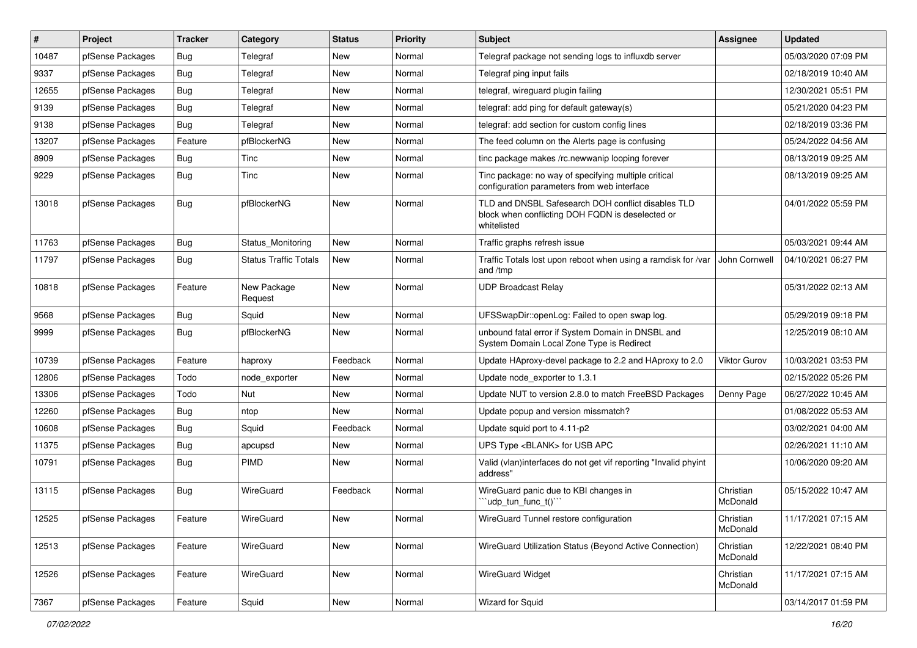| # | Project | Tracker | Category | Status | Priority | Subject | Assignee | Updated |
|---|---|---|---|---|---|---|---|---|
| 10487 | pfSense Packages | Bug | Telegraf | New | Normal | Telegraf package not sending logs to influxdb server | | 05/03/2020 07:09 PM |
| 9337 | pfSense Packages | Bug | Telegraf | New | Normal | Telegraf ping input fails | | 02/18/2019 10:40 AM |
| 12655 | pfSense Packages | Bug | Telegraf | New | Normal | telegraf, wireguard plugin failing | | 12/30/2021 05:51 PM |
| 9139 | pfSense Packages | Bug | Telegraf | New | Normal | telegraf: add ping for default gateway(s) | | 05/21/2020 04:23 PM |
| 9138 | pfSense Packages | Bug | Telegraf | New | Normal | telegraf: add section for custom config lines | | 02/18/2019 03:36 PM |
| 13207 | pfSense Packages | Feature | pfBlockerNG | New | Normal | The feed column on the Alerts page is confusing | | 05/24/2022 04:56 AM |
| 8909 | pfSense Packages | Bug | Tinc | New | Normal | tinc package makes /rc.newwanip looping forever | | 08/13/2019 09:25 AM |
| 9229 | pfSense Packages | Bug | Tinc | New | Normal | Tinc package: no way of specifying multiple critical configuration parameters from web interface | | 08/13/2019 09:25 AM |
| 13018 | pfSense Packages | Bug | pfBlockerNG | New | Normal | TLD and DNSBL Safesearch DOH conflict disables TLD block when conflicting DOH FQDN is deselected or whitelisted | | 04/01/2022 05:59 PM |
| 11763 | pfSense Packages | Bug | Status_Monitoring | New | Normal | Traffic graphs refresh issue | | 05/03/2021 09:44 AM |
| 11797 | pfSense Packages | Bug | Status Traffic Totals | New | Normal | Traffic Totals lost upon reboot when using a ramdisk for /var and /tmp | John Cornwell | 04/10/2021 06:27 PM |
| 10818 | pfSense Packages | Feature | New Package Request | New | Normal | UDP Broadcast Relay | | 05/31/2022 02:13 AM |
| 9568 | pfSense Packages | Bug | Squid | New | Normal | UFSSwapDir::openLog: Failed to open swap log. | | 05/29/2019 09:18 PM |
| 9999 | pfSense Packages | Bug | pfBlockerNG | New | Normal | unbound fatal error if System Domain in DNSBL and System Domain Local Zone Type is Redirect | | 12/25/2019 08:10 AM |
| 10739 | pfSense Packages | Feature | haproxy | Feedback | Normal | Update HAproxy-devel package to 2.2 and HAproxy to 2.0 | Viktor Gurov | 10/03/2021 03:53 PM |
| 12806 | pfSense Packages | Todo | node_exporter | New | Normal | Update node_exporter to 1.3.1 | | 02/15/2022 05:26 PM |
| 13306 | pfSense Packages | Todo | Nut | New | Normal | Update NUT to version 2.8.0 to match FreeBSD Packages | Denny Page | 06/27/2022 10:45 AM |
| 12260 | pfSense Packages | Bug | ntop | New | Normal | Update popup and version missmatch? | | 01/08/2022 05:53 AM |
| 10608 | pfSense Packages | Bug | Squid | Feedback | Normal | Update squid port to 4.11-p2 | | 03/02/2021 04:00 AM |
| 11375 | pfSense Packages | Bug | apcupsd | New | Normal | UPS Type <BLANK> for USB APC | | 02/26/2021 11:10 AM |
| 10791 | pfSense Packages | Bug | PIMD | New | Normal | Valid (vlan)interfaces do not get vif reporting "Invalid phyint address" | | 10/06/2020 09:20 AM |
| 13115 | pfSense Packages | Bug | WireGuard | Feedback | Normal | WireGuard panic due to KBI changes in ```udp_tun_func_t()``` | Christian McDonald | 05/15/2022 10:47 AM |
| 12525 | pfSense Packages | Feature | WireGuard | New | Normal | WireGuard Tunnel restore configuration | Christian McDonald | 11/17/2021 07:15 AM |
| 12513 | pfSense Packages | Feature | WireGuard | New | Normal | WireGuard Utilization Status (Beyond Active Connection) | Christian McDonald | 12/22/2021 08:40 PM |
| 12526 | pfSense Packages | Feature | WireGuard | New | Normal | WireGuard Widget | Christian McDonald | 11/17/2021 07:15 AM |
| 7367 | pfSense Packages | Feature | Squid | New | Normal | Wizard for Squid | | 03/14/2017 01:59 PM |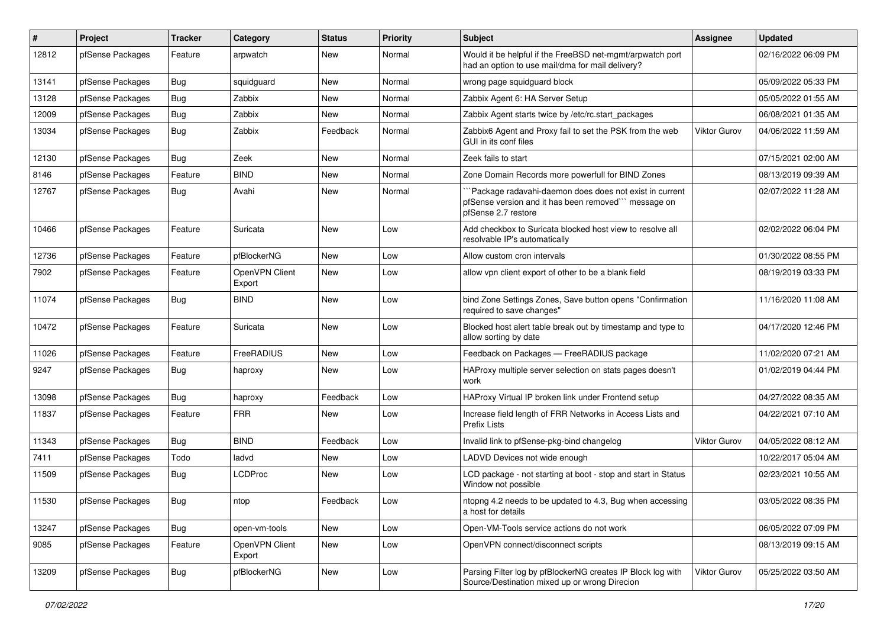| # | Project | Tracker | Category | Status | Priority | Subject | Assignee | Updated |
|---|---|---|---|---|---|---|---|---|
| 12812 | pfSense Packages | Feature | arpwatch | New | Normal | Would it be helpful if the FreeBSD net-mgmt/arpwatch port had an option to use mail/dma for mail delivery? | | 02/16/2022 06:09 PM |
| 13141 | pfSense Packages | Bug | squidguard | New | Normal | wrong page squidguard block | | 05/09/2022 05:33 PM |
| 13128 | pfSense Packages | Bug | Zabbix | New | Normal | Zabbix Agent 6: HA Server Setup | | 05/05/2022 01:55 AM |
| 12009 | pfSense Packages | Bug | Zabbix | New | Normal | Zabbix Agent starts twice by /etc/rc.start_packages | | 06/08/2021 01:35 AM |
| 13034 | pfSense Packages | Bug | Zabbix | Feedback | Normal | Zabbix6 Agent and Proxy fail to set the PSK from the web GUI in its conf files | Viktor Gurov | 04/06/2022 11:59 AM |
| 12130 | pfSense Packages | Bug | Zeek | New | Normal | Zeek fails to start | | 07/15/2021 02:00 AM |
| 8146 | pfSense Packages | Feature | BIND | New | Normal | Zone Domain Records more powerfull for BIND Zones | | 08/13/2019 09:39 AM |
| 12767 | pfSense Packages | Bug | Avahi | New | Normal | ```Package radavahi-daemon does does not exist in current pfSense version and it has been removed``` message on pfSense 2.7 restore | | 02/07/2022 11:28 AM |
| 10466 | pfSense Packages | Feature | Suricata | New | Low | Add checkbox to Suricata blocked host view to resolve all resolvable IP's automatically | | 02/02/2022 06:04 PM |
| 12736 | pfSense Packages | Feature | pfBlockerNG | New | Low | Allow custom cron intervals | | 01/30/2022 08:55 PM |
| 7902 | pfSense Packages | Feature | OpenVPN Client Export | New | Low | allow vpn client export of other to be a blank field | | 08/19/2019 03:33 PM |
| 11074 | pfSense Packages | Bug | BIND | New | Low | bind Zone Settings Zones, Save button opens "Confirmation required to save changes" | | 11/16/2020 11:08 AM |
| 10472 | pfSense Packages | Feature | Suricata | New | Low | Blocked host alert table break out by timestamp and type to allow sorting by date | | 04/17/2020 12:46 PM |
| 11026 | pfSense Packages | Feature | FreeRADIUS | New | Low | Feedback on Packages — FreeRADIUS package | | 11/02/2020 07:21 AM |
| 9247 | pfSense Packages | Bug | haproxy | New | Low | HAProxy multiple server selection on stats pages doesn't work | | 01/02/2019 04:44 PM |
| 13098 | pfSense Packages | Bug | haproxy | Feedback | Low | HAProxy Virtual IP broken link under Frontend setup | | 04/27/2022 08:35 AM |
| 11837 | pfSense Packages | Feature | FRR | New | Low | Increase field length of FRR Networks in Access Lists and Prefix Lists | | 04/22/2021 07:10 AM |
| 11343 | pfSense Packages | Bug | BIND | Feedback | Low | Invalid link to pfSense-pkg-bind changelog | Viktor Gurov | 04/05/2022 08:12 AM |
| 7411 | pfSense Packages | Todo | ladvd | New | Low | LADVD Devices not wide enough | | 10/22/2017 05:04 AM |
| 11509 | pfSense Packages | Bug | LCDProc | New | Low | LCD package - not starting at boot - stop and start in Status Window not possible | | 02/23/2021 10:55 AM |
| 11530 | pfSense Packages | Bug | ntop | Feedback | Low | ntopng 4.2 needs to be updated to 4.3, Bug when accessing a host for details | | 03/05/2022 08:35 PM |
| 13247 | pfSense Packages | Bug | open-vm-tools | New | Low | Open-VM-Tools service actions do not work | | 06/05/2022 07:09 PM |
| 9085 | pfSense Packages | Feature | OpenVPN Client Export | New | Low | OpenVPN connect/disconnect scripts | | 08/13/2019 09:15 AM |
| 13209 | pfSense Packages | Bug | pfBlockerNG | New | Low | Parsing Filter log by pfBlockerNG creates IP Block log with Source/Destination mixed up or wrong Direcion | Viktor Gurov | 05/25/2022 03:50 AM |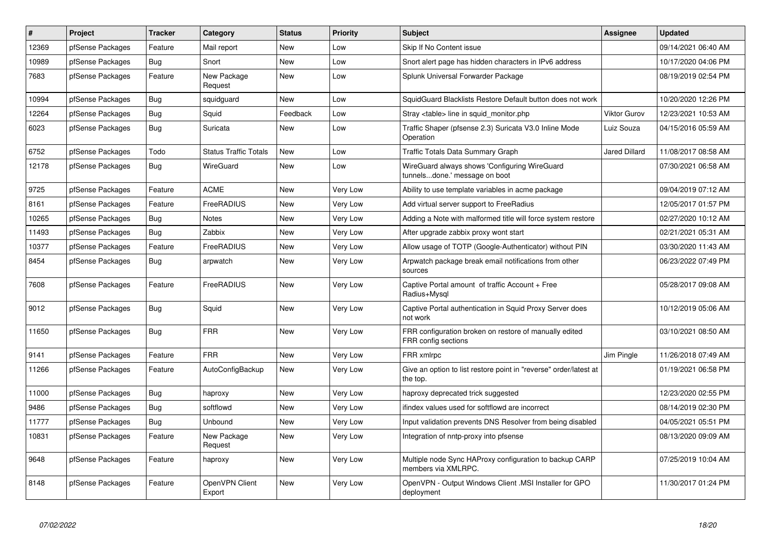| # | Project | Tracker | Category | Status | Priority | Subject | Assignee | Updated |
|---|---|---|---|---|---|---|---|---|
| 12369 | pfSense Packages | Feature | Mail report | New | Low | Skip If No Content issue | | 09/14/2021 06:40 AM |
| 10989 | pfSense Packages | Bug | Snort | New | Low | Snort alert page has hidden characters in IPv6 address | | 10/17/2020 04:06 PM |
| 7683 | pfSense Packages | Feature | New Package Request | New | Low | Splunk Universal Forwarder Package | | 08/19/2019 02:54 PM |
| 10994 | pfSense Packages | Bug | squidguard | New | Low | SquidGuard Blacklists Restore Default button does not work | | 10/20/2020 12:26 PM |
| 12264 | pfSense Packages | Bug | Squid | Feedback | Low | Stray <table> line in squid_monitor.php | Viktor Gurov | 12/23/2021 10:53 AM |
| 6023 | pfSense Packages | Bug | Suricata | New | Low | Traffic Shaper (pfsense 2.3) Suricata V3.0 Inline Mode Operation | Luiz Souza | 04/15/2016 05:59 AM |
| 6752 | pfSense Packages | Todo | Status Traffic Totals | New | Low | Traffic Totals Data Summary Graph | Jared Dillard | 11/08/2017 08:58 AM |
| 12178 | pfSense Packages | Bug | WireGuard | New | Low | WireGuard always shows 'Configuring WireGuard tunnels...done.' message on boot | | 07/30/2021 06:58 AM |
| 9725 | pfSense Packages | Feature | ACME | New | Very Low | Ability to use template variables in acme package | | 09/04/2019 07:12 AM |
| 8161 | pfSense Packages | Feature | FreeRADIUS | New | Very Low | Add virtual server support to FreeRadius | | 12/05/2017 01:57 PM |
| 10265 | pfSense Packages | Bug | Notes | New | Very Low | Adding a Note with malformed title will force system restore | | 02/27/2020 10:12 AM |
| 11493 | pfSense Packages | Bug | Zabbix | New | Very Low | After upgrade zabbix proxy wont start | | 02/21/2021 05:31 AM |
| 10377 | pfSense Packages | Feature | FreeRADIUS | New | Very Low | Allow usage of TOTP (Google-Authenticator) without PIN | | 03/30/2020 11:43 AM |
| 8454 | pfSense Packages | Bug | arpwatch | New | Very Low | Arpwatch package break email notifications from other sources | | 06/23/2022 07:49 PM |
| 7608 | pfSense Packages | Feature | FreeRADIUS | New | Very Low | Captive Portal amount of traffic Account + Free Radius+Mysql | | 05/28/2017 09:08 AM |
| 9012 | pfSense Packages | Bug | Squid | New | Very Low | Captive Portal authentication in Squid Proxy Server does not work | | 10/12/2019 05:06 AM |
| 11650 | pfSense Packages | Bug | FRR | New | Very Low | FRR configuration broken on restore of manually edited FRR config sections | | 03/10/2021 08:50 AM |
| 9141 | pfSense Packages | Feature | FRR | New | Very Low | FRR xmlrpc | Jim Pingle | 11/26/2018 07:49 AM |
| 11266 | pfSense Packages | Feature | AutoConfigBackup | New | Very Low | Give an option to list restore point in "reverse" order/latest at the top. | | 01/19/2021 06:58 PM |
| 11000 | pfSense Packages | Bug | haproxy | New | Very Low | haproxy deprecated trick suggested | | 12/23/2020 02:55 PM |
| 9486 | pfSense Packages | Bug | softflowd | New | Very Low | ifindex values used for softflowd are incorrect | | 08/14/2019 02:30 PM |
| 11777 | pfSense Packages | Bug | Unbound | New | Very Low | Input validation prevents DNS Resolver from being disabled | | 04/05/2021 05:51 PM |
| 10831 | pfSense Packages | Feature | New Package Request | New | Very Low | Integration of nntp-proxy into pfsense | | 08/13/2020 09:09 AM |
| 9648 | pfSense Packages | Feature | haproxy | New | Very Low | Multiple node Sync HAProxy configuration to backup CARP members via XMLRPC. | | 07/25/2019 10:04 AM |
| 8148 | pfSense Packages | Feature | OpenVPN Client Export | New | Very Low | OpenVPN - Output Windows Client .MSI Installer for GPO deployment | | 11/30/2017 01:24 PM |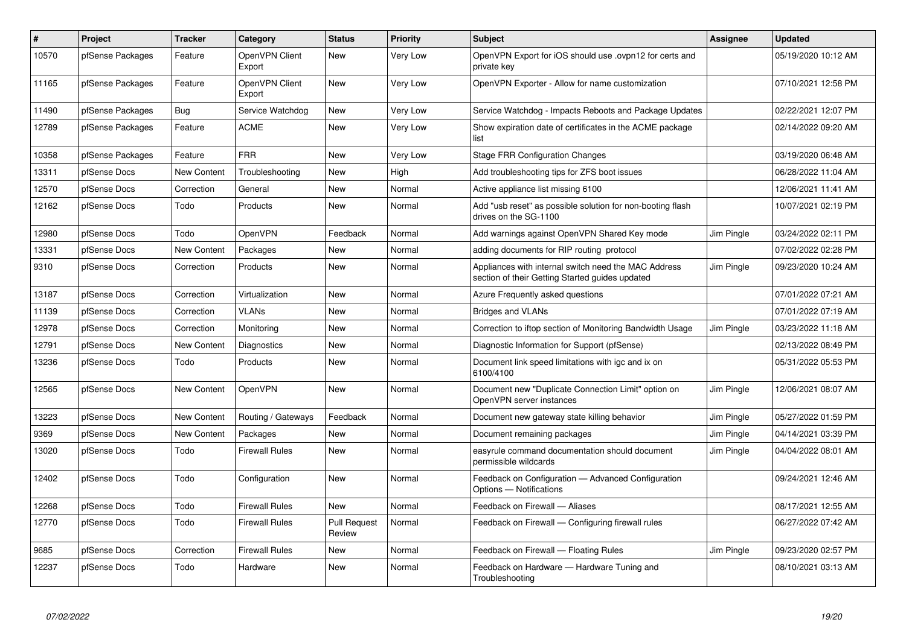| # | Project | Tracker | Category | Status | Priority | Subject | Assignee | Updated |
|---|---|---|---|---|---|---|---|---|
| 10570 | pfSense Packages | Feature | OpenVPN Client Export | New | Very Low | OpenVPN Export for iOS should use .ovpn12 for certs and private key | | 05/19/2020 10:12 AM |
| 11165 | pfSense Packages | Feature | OpenVPN Client Export | New | Very Low | OpenVPN Exporter - Allow for name customization | | 07/10/2021 12:58 PM |
| 11490 | pfSense Packages | Bug | Service Watchdog | New | Very Low | Service Watchdog - Impacts Reboots and Package Updates | | 02/22/2021 12:07 PM |
| 12789 | pfSense Packages | Feature | ACME | New | Very Low | Show expiration date of certificates in the ACME package list | | 02/14/2022 09:20 AM |
| 10358 | pfSense Packages | Feature | FRR | New | Very Low | Stage FRR Configuration Changes | | 03/19/2020 06:48 AM |
| 13311 | pfSense Docs | New Content | Troubleshooting | New | High | Add troubleshooting tips for ZFS boot issues | | 06/28/2022 11:04 AM |
| 12570 | pfSense Docs | Correction | General | New | Normal | Active appliance list missing 6100 | | 12/06/2021 11:41 AM |
| 12162 | pfSense Docs | Todo | Products | New | Normal | Add "usb reset" as possible solution for non-booting flash drives on the SG-1100 | | 10/07/2021 02:19 PM |
| 12980 | pfSense Docs | Todo | OpenVPN | Feedback | Normal | Add warnings against OpenVPN Shared Key mode | Jim Pingle | 03/24/2022 02:11 PM |
| 13331 | pfSense Docs | New Content | Packages | New | Normal | adding documents for RIP routing protocol | | 07/02/2022 02:28 PM |
| 9310 | pfSense Docs | Correction | Products | New | Normal | Appliances with internal switch need the MAC Address section of their Getting Started guides updated | Jim Pingle | 09/23/2020 10:24 AM |
| 13187 | pfSense Docs | Correction | Virtualization | New | Normal | Azure Frequently asked questions | | 07/01/2022 07:21 AM |
| 11139 | pfSense Docs | Correction | VLANs | New | Normal | Bridges and VLANs | | 07/01/2022 07:19 AM |
| 12978 | pfSense Docs | Correction | Monitoring | New | Normal | Correction to iftop section of Monitoring Bandwidth Usage | Jim Pingle | 03/23/2022 11:18 AM |
| 12791 | pfSense Docs | New Content | Diagnostics | New | Normal | Diagnostic Information for Support (pfSense) | | 02/13/2022 08:49 PM |
| 13236 | pfSense Docs | Todo | Products | New | Normal | Document link speed limitations with igc and ix on 6100/4100 | | 05/31/2022 05:53 PM |
| 12565 | pfSense Docs | New Content | OpenVPN | New | Normal | Document new "Duplicate Connection Limit" option on OpenVPN server instances | Jim Pingle | 12/06/2021 08:07 AM |
| 13223 | pfSense Docs | New Content | Routing / Gateways | Feedback | Normal | Document new gateway state killing behavior | Jim Pingle | 05/27/2022 01:59 PM |
| 9369 | pfSense Docs | New Content | Packages | New | Normal | Document remaining packages | Jim Pingle | 04/14/2021 03:39 PM |
| 13020 | pfSense Docs | Todo | Firewall Rules | New | Normal | easyrule command documentation should document permissible wildcards | Jim Pingle | 04/04/2022 08:01 AM |
| 12402 | pfSense Docs | Todo | Configuration | New | Normal | Feedback on Configuration — Advanced Configuration Options — Notifications | | 09/24/2021 12:46 AM |
| 12268 | pfSense Docs | Todo | Firewall Rules | New | Normal | Feedback on Firewall — Aliases | | 08/17/2021 12:55 AM |
| 12770 | pfSense Docs | Todo | Firewall Rules | Pull Request Review | Normal | Feedback on Firewall — Configuring firewall rules | | 06/27/2022 07:42 AM |
| 9685 | pfSense Docs | Correction | Firewall Rules | New | Normal | Feedback on Firewall — Floating Rules | Jim Pingle | 09/23/2020 02:57 PM |
| 12237 | pfSense Docs | Todo | Hardware | New | Normal | Feedback on Hardware — Hardware Tuning and Troubleshooting | | 08/10/2021 03:13 AM |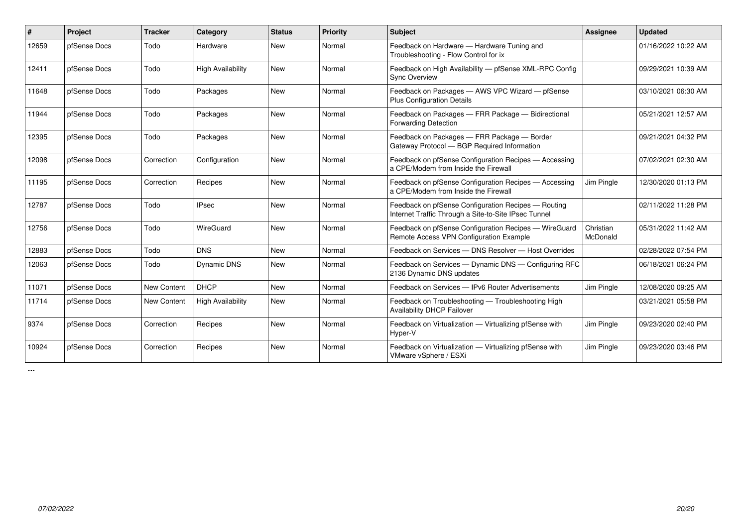| # | Project | Tracker | Category | Status | Priority | Subject | Assignee | Updated |
|---|---|---|---|---|---|---|---|---|
| 12659 | pfSense Docs | Todo | Hardware | New | Normal | Feedback on Hardware — Hardware Tuning and Troubleshooting - Flow Control for ix | | 01/16/2022 10:22 AM |
| 12411 | pfSense Docs | Todo | High Availability | New | Normal | Feedback on High Availability — pfSense XML-RPC Config Sync Overview | | 09/29/2021 10:39 AM |
| 11648 | pfSense Docs | Todo | Packages | New | Normal | Feedback on Packages — AWS VPC Wizard — pfSense Plus Configuration Details | | 03/10/2021 06:30 AM |
| 11944 | pfSense Docs | Todo | Packages | New | Normal | Feedback on Packages — FRR Package — Bidirectional Forwarding Detection | | 05/21/2021 12:57 AM |
| 12395 | pfSense Docs | Todo | Packages | New | Normal | Feedback on Packages — FRR Package — Border Gateway Protocol — BGP Required Information | | 09/21/2021 04:32 PM |
| 12098 | pfSense Docs | Correction | Configuration | New | Normal | Feedback on pfSense Configuration Recipes — Accessing a CPE/Modem from Inside the Firewall | | 07/02/2021 02:30 AM |
| 11195 | pfSense Docs | Correction | Recipes | New | Normal | Feedback on pfSense Configuration Recipes — Accessing a CPE/Modem from Inside the Firewall | Jim Pingle | 12/30/2020 01:13 PM |
| 12787 | pfSense Docs | Todo | IPsec | New | Normal | Feedback on pfSense Configuration Recipes — Routing Internet Traffic Through a Site-to-Site IPsec Tunnel | | 02/11/2022 11:28 PM |
| 12756 | pfSense Docs | Todo | WireGuard | New | Normal | Feedback on pfSense Configuration Recipes — WireGuard Remote Access VPN Configuration Example | Christian McDonald | 05/31/2022 11:42 AM |
| 12883 | pfSense Docs | Todo | DNS | New | Normal | Feedback on Services — DNS Resolver — Host Overrides | | 02/28/2022 07:54 PM |
| 12063 | pfSense Docs | Todo | Dynamic DNS | New | Normal | Feedback on Services — Dynamic DNS — Configuring RFC 2136 Dynamic DNS updates | | 06/18/2021 06:24 PM |
| 11071 | pfSense Docs | New Content | DHCP | New | Normal | Feedback on Services — IPv6 Router Advertisements | Jim Pingle | 12/08/2020 09:25 AM |
| 11714 | pfSense Docs | New Content | High Availability | New | Normal | Feedback on Troubleshooting — Troubleshooting High Availability DHCP Failover | | 03/21/2021 05:58 PM |
| 9374 | pfSense Docs | Correction | Recipes | New | Normal | Feedback on Virtualization — Virtualizing pfSense with Hyper-V | Jim Pingle | 09/23/2020 02:40 PM |
| 10924 | pfSense Docs | Correction | Recipes | New | Normal | Feedback on Virtualization — Virtualizing pfSense with VMware vSphere / ESXi | Jim Pingle | 09/23/2020 03:46 PM |

...